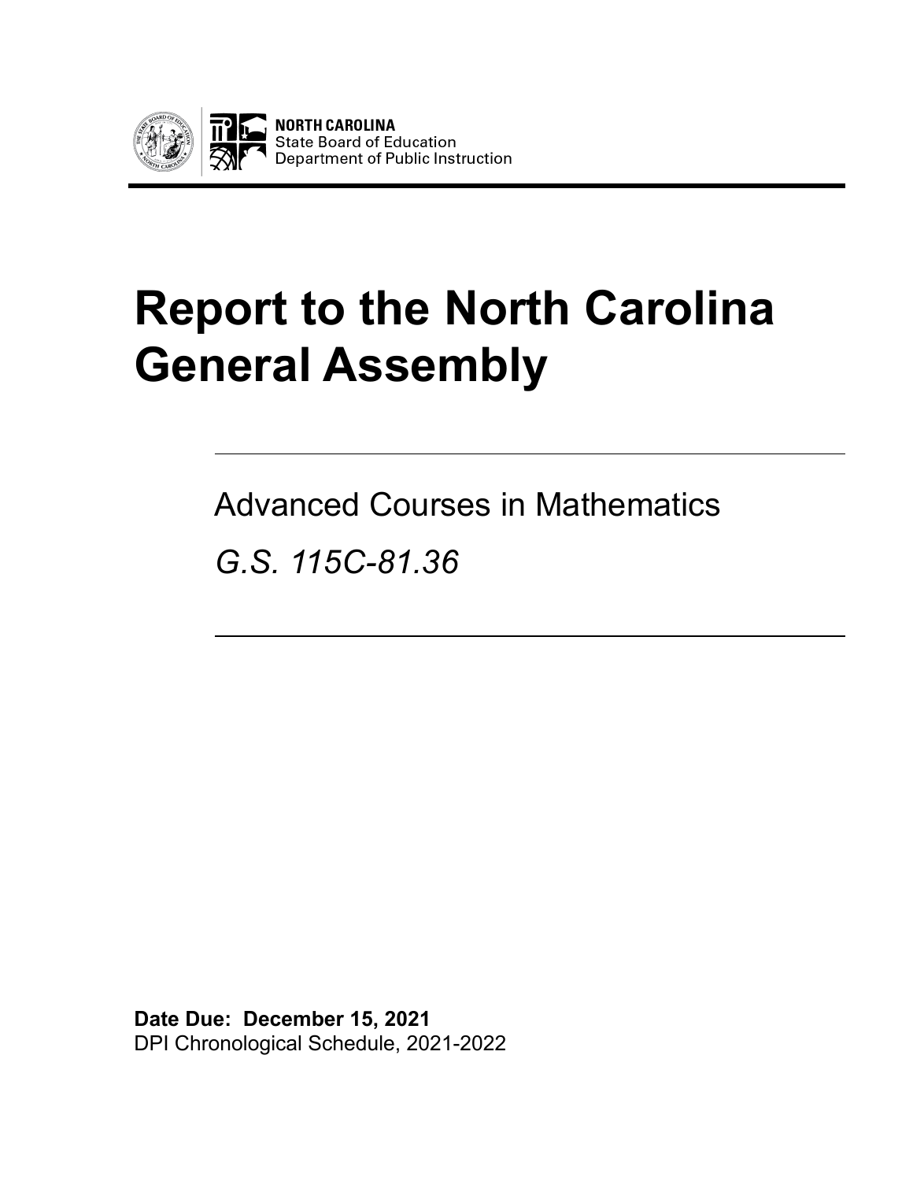**NORTH CAROLINA**
State Board of Education
Department of Public Instruction

# Report to the North Carolina General Assembly

Advanced Courses in Mathematics

*G.S. 115C-81.36*

**Date Due: December 15, 2021**
DPI Chronological Schedule, 2021-2022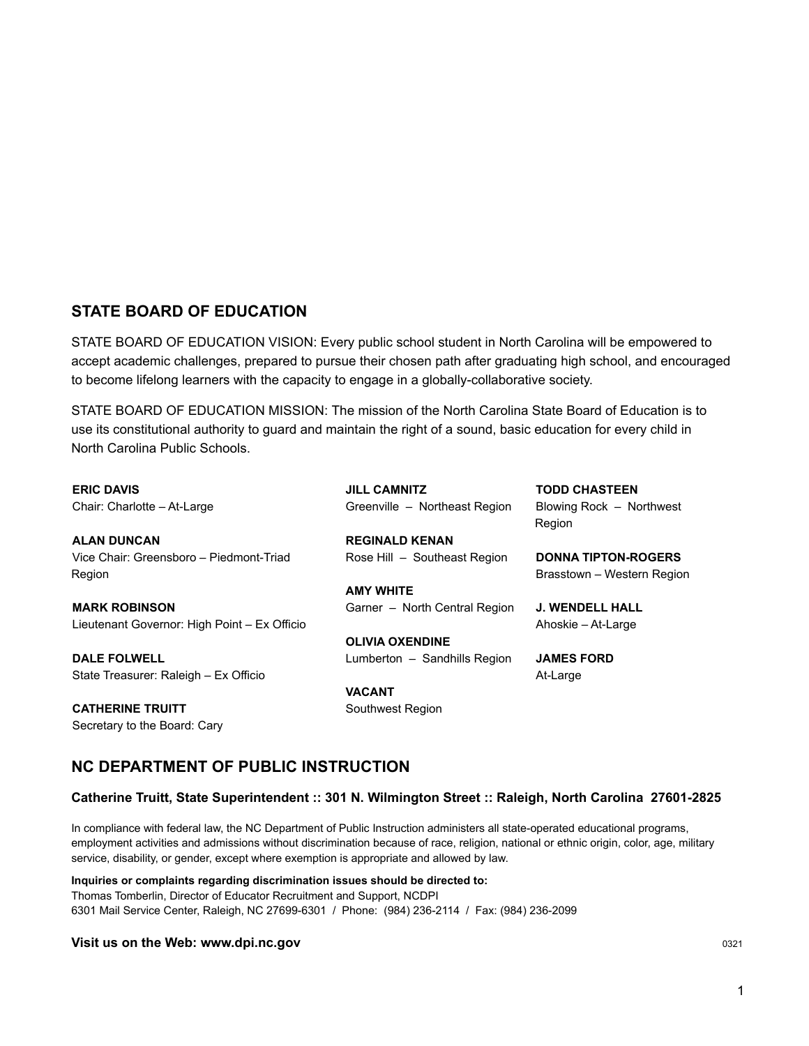## STATE BOARD OF EDUCATION

STATE BOARD OF EDUCATION VISION: Every public school student in North Carolina will be empowered to accept academic challenges, prepared to pursue their chosen path after graduating high school, and encouraged to become lifelong learners with the capacity to engage in a globally-collaborative society.

STATE BOARD OF EDUCATION MISSION: The mission of the North Carolina State Board of Education is to use its constitutional authority to guard and maintain the right of a sound, basic education for every child in North Carolina Public Schools.

**ERIC DAVIS**
Chair: Charlotte – At-Large

**ALAN DUNCAN**
Vice Chair: Greensboro – Piedmont-Triad Region

**MARK ROBINSON**
Lieutenant Governor: High Point – Ex Officio

**DALE FOLWELL**
State Treasurer: Raleigh – Ex Officio

**CATHERINE TRUITT**
Secretary to the Board: Cary

**JILL CAMNITZ**
Greenville – Northeast Region

**REGINALD KENAN**
Rose Hill – Southeast Region

**AMY WHITE**
Garner – North Central Region

**OLIVIA OXENDINE**
Lumberton – Sandhills Region

**VACANT**
Southwest Region

**TODD CHASTEEN**
Blowing Rock – Northwest Region

**DONNA TIPTON-ROGERS**
Brasstown – Western Region

**J. WENDELL HALL**
Ahoskie – At-Large

**JAMES FORD**
At-Large

## NC DEPARTMENT OF PUBLIC INSTRUCTION

**Catherine Truitt, State Superintendent :: 301 N. Wilmington Street :: Raleigh, North Carolina 27601-2825**

In compliance with federal law, the NC Department of Public Instruction administers all state-operated educational programs, employment activities and admissions without discrimination because of race, religion, national or ethnic origin, color, age, military service, disability, or gender, except where exemption is appropriate and allowed by law.

**Inquiries or complaints regarding discrimination issues should be directed to:**
Thomas Tomberlin, Director of Educator Recruitment and Support, NCDPI
6301 Mail Service Center, Raleigh, NC 27699-6301 / Phone: (984) 236-2114 / Fax: (984) 236-2099

**Visit us on the Web: www.dpi.nc.gov**

0321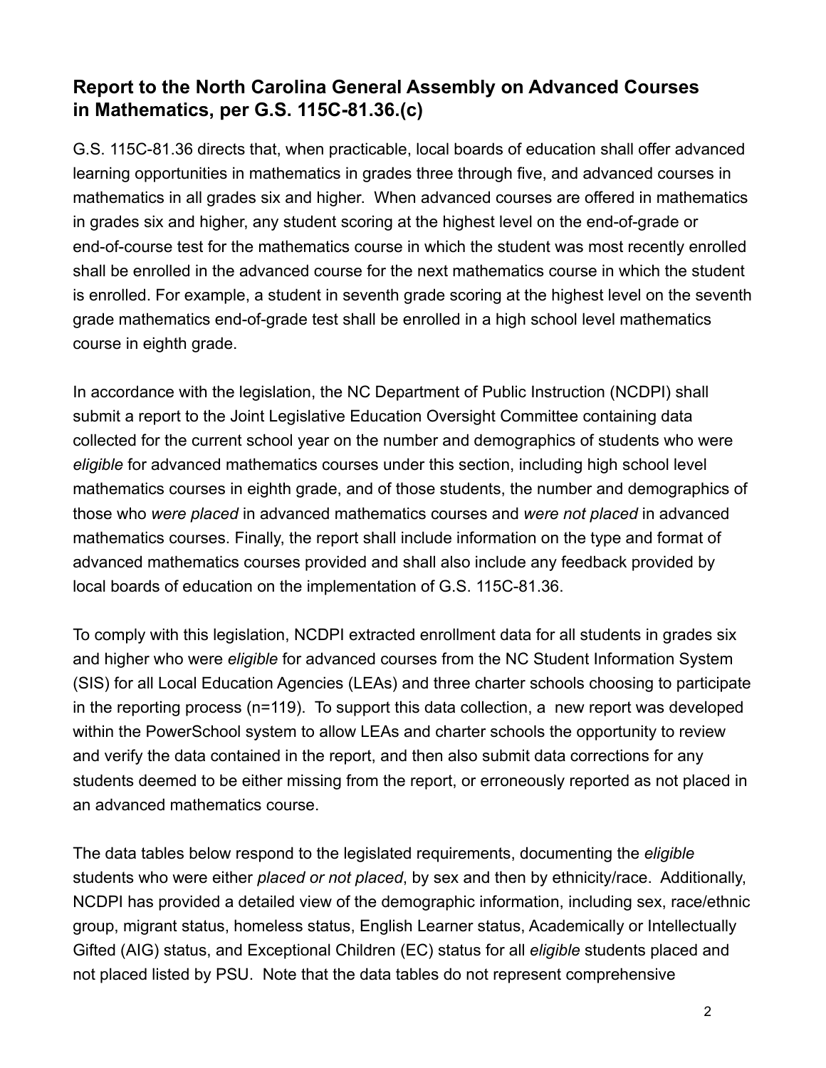## Report to the North Carolina General Assembly on Advanced Courses in Mathematics, per G.S. 115C-81.36.(c)

G.S. 115C-81.36 directs that, when practicable, local boards of education shall offer advanced learning opportunities in mathematics in grades three through five, and advanced courses in mathematics in all grades six and higher. When advanced courses are offered in mathematics in grades six and higher, any student scoring at the highest level on the end-of-grade or end-of-course test for the mathematics course in which the student was most recently enrolled shall be enrolled in the advanced course for the next mathematics course in which the student is enrolled. For example, a student in seventh grade scoring at the highest level on the seventh grade mathematics end-of-grade test shall be enrolled in a high school level mathematics course in eighth grade.

In accordance with the legislation, the NC Department of Public Instruction (NCDPI) shall submit a report to the Joint Legislative Education Oversight Committee containing data collected for the current school year on the number and demographics of students who were *eligible* for advanced mathematics courses under this section, including high school level mathematics courses in eighth grade, and of those students, the number and demographics of those who *were placed* in advanced mathematics courses and *were not placed* in advanced mathematics courses. Finally, the report shall include information on the type and format of advanced mathematics courses provided and shall also include any feedback provided by local boards of education on the implementation of G.S. 115C-81.36.

To comply with this legislation, NCDPI extracted enrollment data for all students in grades six and higher who were *eligible* for advanced courses from the NC Student Information System (SIS) for all Local Education Agencies (LEAs) and three charter schools choosing to participate in the reporting process (n=119). To support this data collection, a new report was developed within the PowerSchool system to allow LEAs and charter schools the opportunity to review and verify the data contained in the report, and then also submit data corrections for any students deemed to be either missing from the report, or erroneously reported as not placed in an advanced mathematics course.

The data tables below respond to the legislated requirements, documenting the *eligible* students who were either *placed or not placed*, by sex and then by ethnicity/race. Additionally, NCDPI has provided a detailed view of the demographic information, including sex, race/ethnic group, migrant status, homeless status, English Learner status, Academically or Intellectually Gifted (AIG) status, and Exceptional Children (EC) status for all *eligible* students placed and not placed listed by PSU. Note that the data tables do not represent comprehensive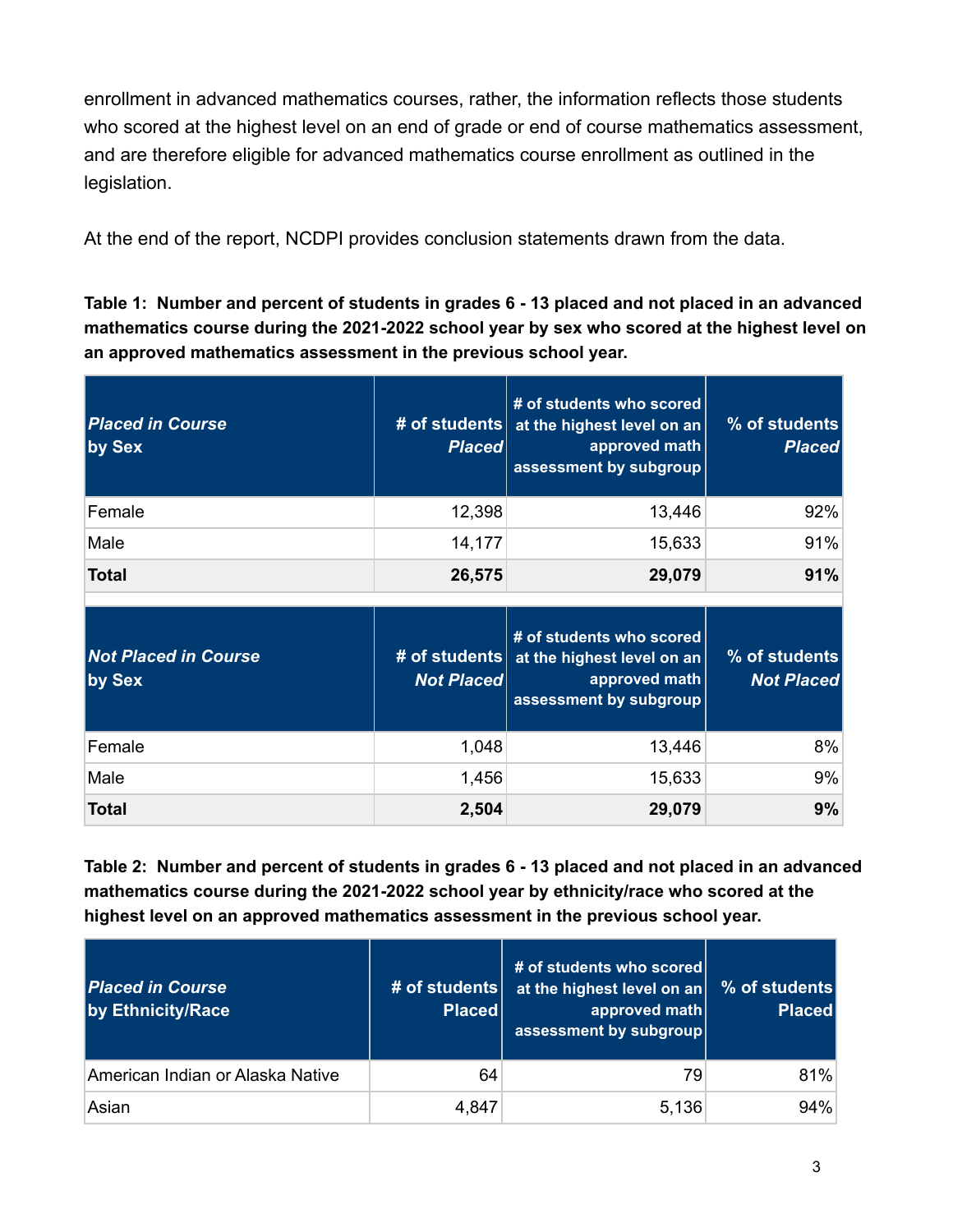enrollment in advanced mathematics courses, rather, the information reflects those students who scored at the highest level on an end of grade or end of course mathematics assessment, and are therefore eligible for advanced mathematics course enrollment as outlined in the legislation.

At the end of the report, NCDPI provides conclusion statements drawn from the data.

**Table 1: Number and percent of students in grades 6 - 13 placed and not placed in an advanced mathematics course during the 2021-2022 school year by sex who scored at the highest level on an approved mathematics assessment in the previous school year.**

| ***Placed in Course* by Sex** | **# of students *Placed*** | **# of students who scored at the highest level on an approved math assessment by subgroup** | **% of students *Placed*** |
|---|---:|---:|---:|
| Female | 12,398 | 13,446 | 92% |
| Male | 14,177 | 15,633 | 91% |
| **Total** | **26,575** | **29,079** | **91%** |

| ***Not Placed in Course* by Sex** | **# of students *Not Placed*** | **# of students who scored at the highest level on an approved math assessment by subgroup** | **% of students *Not Placed*** |
|---|---:|---:|---:|
| Female | 1,048 | 13,446 | 8% |
| Male | 1,456 | 15,633 | 9% |
| **Total** | **2,504** | **29,079** | **9%** |

**Table 2: Number and percent of students in grades 6 - 13 placed and not placed in an advanced mathematics course during the 2021-2022 school year by ethnicity/race who scored at the highest level on an approved mathematics assessment in the previous school year.**

| ***Placed in Course* by Ethnicity/Race** | **# of students Placed** | **# of students who scored at the highest level on an approved math assessment by subgroup** | **% of students Placed** |
|---|---:|---:|---:|
| American Indian or Alaska Native | 64 | 79 | 81% |
| Asian | 4,847 | 5,136 | 94% |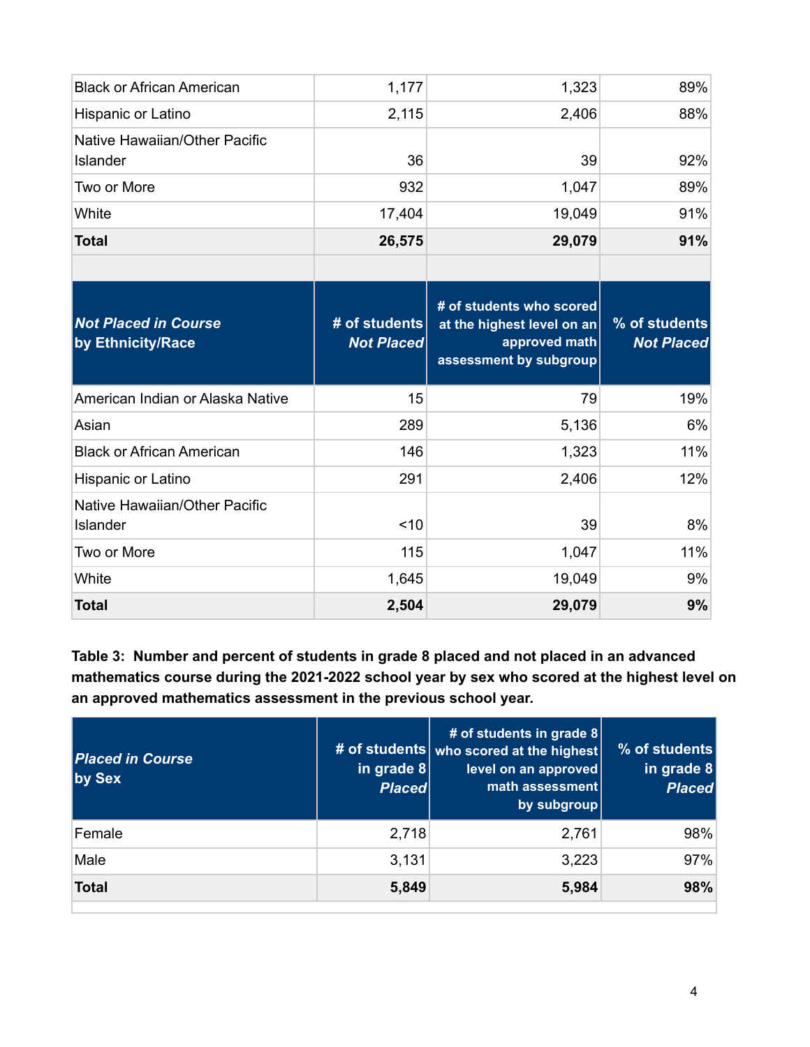| | | | |
|---|---|---|---|
| Black or African American | 1,177 | 1,323 | 89% |
| Hispanic or Latino | 2,115 | 2,406 | 88% |
| Native Hawaiian/Other Pacific Islander | 36 | 39 | 92% |
| Two or More | 932 | 1,047 | 89% |
| White | 17,404 | 19,049 | 91% |
| **Total** | **26,575** | **29,079** | **91%** |
| | | | |
| ***Not Placed in Course* by Ethnicity/Race** | **# of students *Not Placed*** | **# of students who scored at the highest level on an approved math assessment by subgroup** | **% of students *Not Placed*** |
| American Indian or Alaska Native | 15 | 79 | 19% |
| Asian | 289 | 5,136 | 6% |
| Black or African American | 146 | 1,323 | 11% |
| Hispanic or Latino | 291 | 2,406 | 12% |
| Native Hawaiian/Other Pacific Islander | <10 | 39 | 8% |
| Two or More | 115 | 1,047 | 11% |
| White | 1,645 | 19,049 | 9% |
| **Total** | **2,504** | **29,079** | **9%** |

**Table 3: Number and percent of students in grade 8 placed and not placed in an advanced mathematics course during the 2021-2022 school year by sex who scored at the highest level on an approved mathematics assessment in the previous school year.**

| ***Placed in Course* by Sex** | **# of students in grade 8 *Placed*** | **# of students in grade 8 who scored at the highest level on an approved math assessment by subgroup** | **% of students in grade 8 *Placed*** |
|---|---|---|---|
| Female | 2,718 | 2,761 | 98% |
| Male | 3,131 | 3,223 | 97% |
| **Total** | **5,849** | **5,984** | **98%** |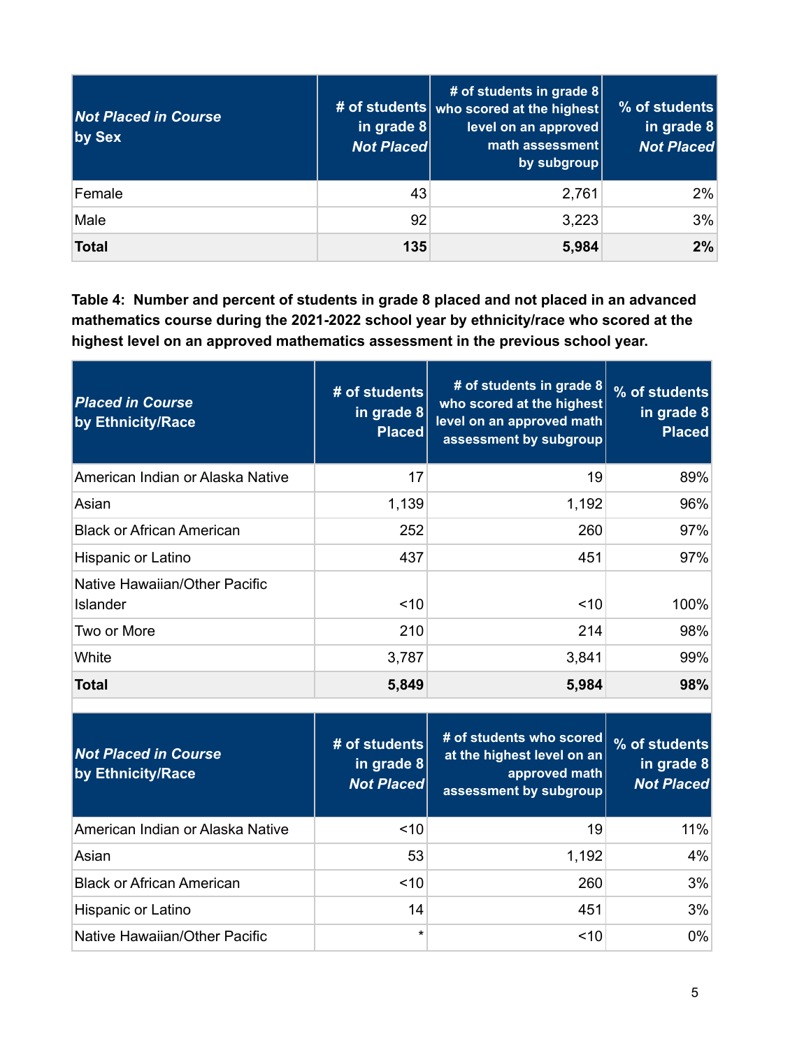| *Not Placed in Course* **by Sex** | # of students in grade 8 *Not Placed* | # of students in grade 8 who scored at the highest level on an approved math assessment by subgroup | % of students in grade 8 *Not Placed* |
|---|---|---|---|
| Female | 43 | 2,761 | 2% |
| Male | 92 | 3,223 | 3% |
| **Total** | **135** | **5,984** | **2%** |

**Table 4: Number and percent of students in grade 8 placed and not placed in an advanced mathematics course during the 2021-2022 school year by ethnicity/race who scored at the highest level on an approved mathematics assessment in the previous school year.**

| *Placed in Course* **by Ethnicity/Race** | # of students in grade 8 Placed | # of students in grade 8 who scored at the highest level on an approved math assessment by subgroup | % of students in grade 8 Placed |
|---|---|---|---|
| American Indian or Alaska Native | 17 | 19 | 89% |
| Asian | 1,139 | 1,192 | 96% |
| Black or African American | 252 | 260 | 97% |
| Hispanic or Latino | 437 | 451 | 97% |
| Native Hawaiian/Other Pacific Islander | <10 | <10 | 100% |
| Two or More | 210 | 214 | 98% |
| White | 3,787 | 3,841 | 99% |
| **Total** | **5,849** | **5,984** | **98%** |

| *Not Placed in Course* **by Ethnicity/Race** | # of students in grade 8 *Not Placed* | # of students who scored at the highest level on an approved math assessment by subgroup | % of students in grade 8 *Not Placed* |
|---|---|---|---|
| American Indian or Alaska Native | <10 | 19 | 11% |
| Asian | 53 | 1,192 | 4% |
| Black or African American | <10 | 260 | 3% |
| Hispanic or Latino | 14 | 451 | 3% |
| Native Hawaiian/Other Pacific | * | <10 | 0% |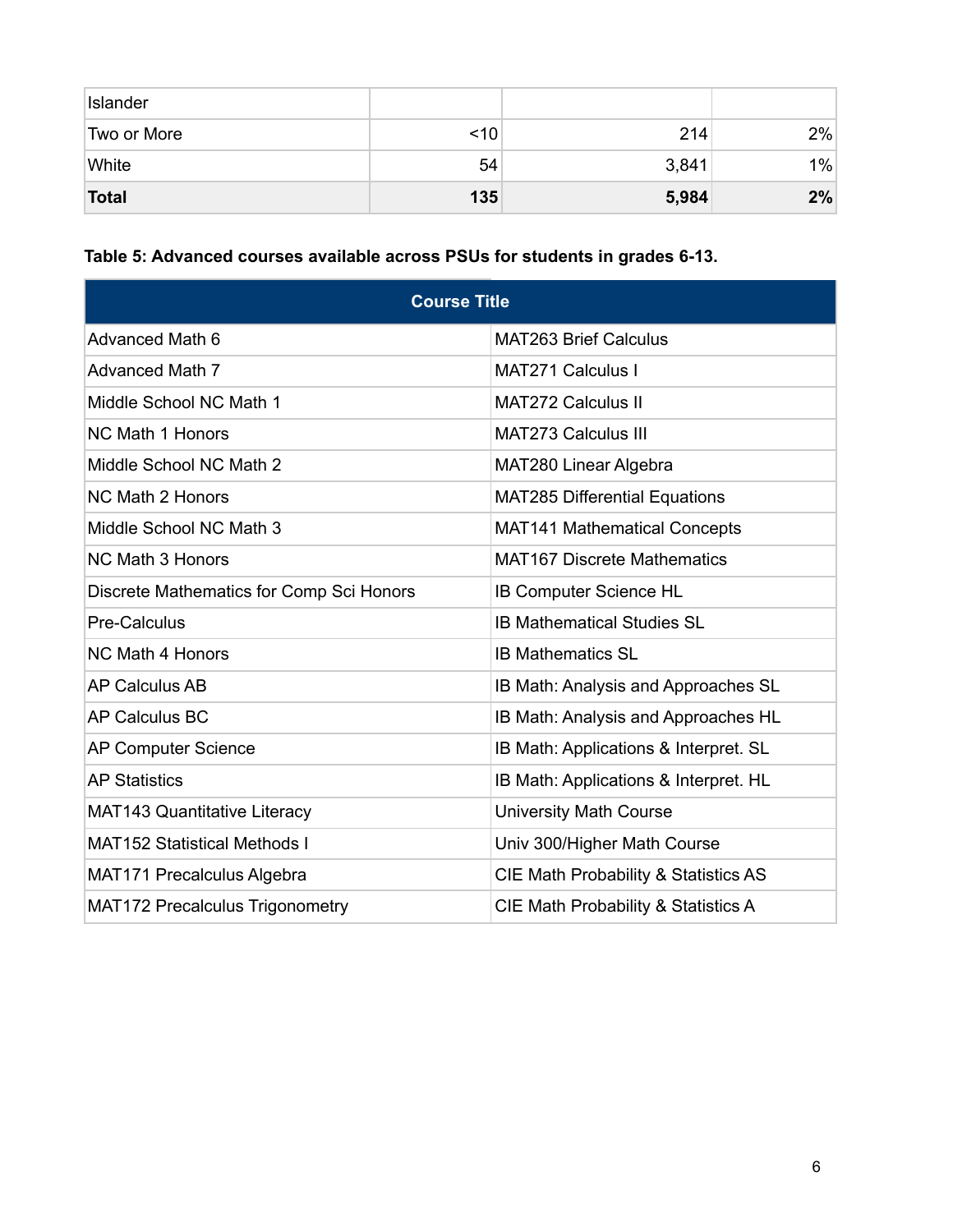| Islander | | | |
|---|---|---|---|
| Two or More | <10 | 214 | 2% |
| White | 54 | 3,841 | 1% |
| **Total** | **135** | **5,984** | **2%** |

**Table 5: Advanced courses available across PSUs for students in grades 6-13.**

| Course Title | |
|---|---|
| Advanced Math 6 | MAT263 Brief Calculus |
| Advanced Math 7 | MAT271 Calculus I |
| Middle School NC Math 1 | MAT272 Calculus II |
| NC Math 1 Honors | MAT273 Calculus III |
| Middle School NC Math 2 | MAT280 Linear Algebra |
| NC Math 2 Honors | MAT285 Differential Equations |
| Middle School NC Math 3 | MAT141 Mathematical Concepts |
| NC Math 3 Honors | MAT167 Discrete Mathematics |
| Discrete Mathematics for Comp Sci Honors | IB Computer Science HL |
| Pre-Calculus | IB Mathematical Studies SL |
| NC Math 4 Honors | IB Mathematics SL |
| AP Calculus AB | IB Math: Analysis and Approaches SL |
| AP Calculus BC | IB Math: Analysis and Approaches HL |
| AP Computer Science | IB Math: Applications & Interpret. SL |
| AP Statistics | IB Math: Applications & Interpret. HL |
| MAT143 Quantitative Literacy | University Math Course |
| MAT152 Statistical Methods I | Univ 300/Higher Math Course |
| MAT171 Precalculus Algebra | CIE Math Probability & Statistics AS |
| MAT172 Precalculus Trigonometry | CIE Math Probability & Statistics A |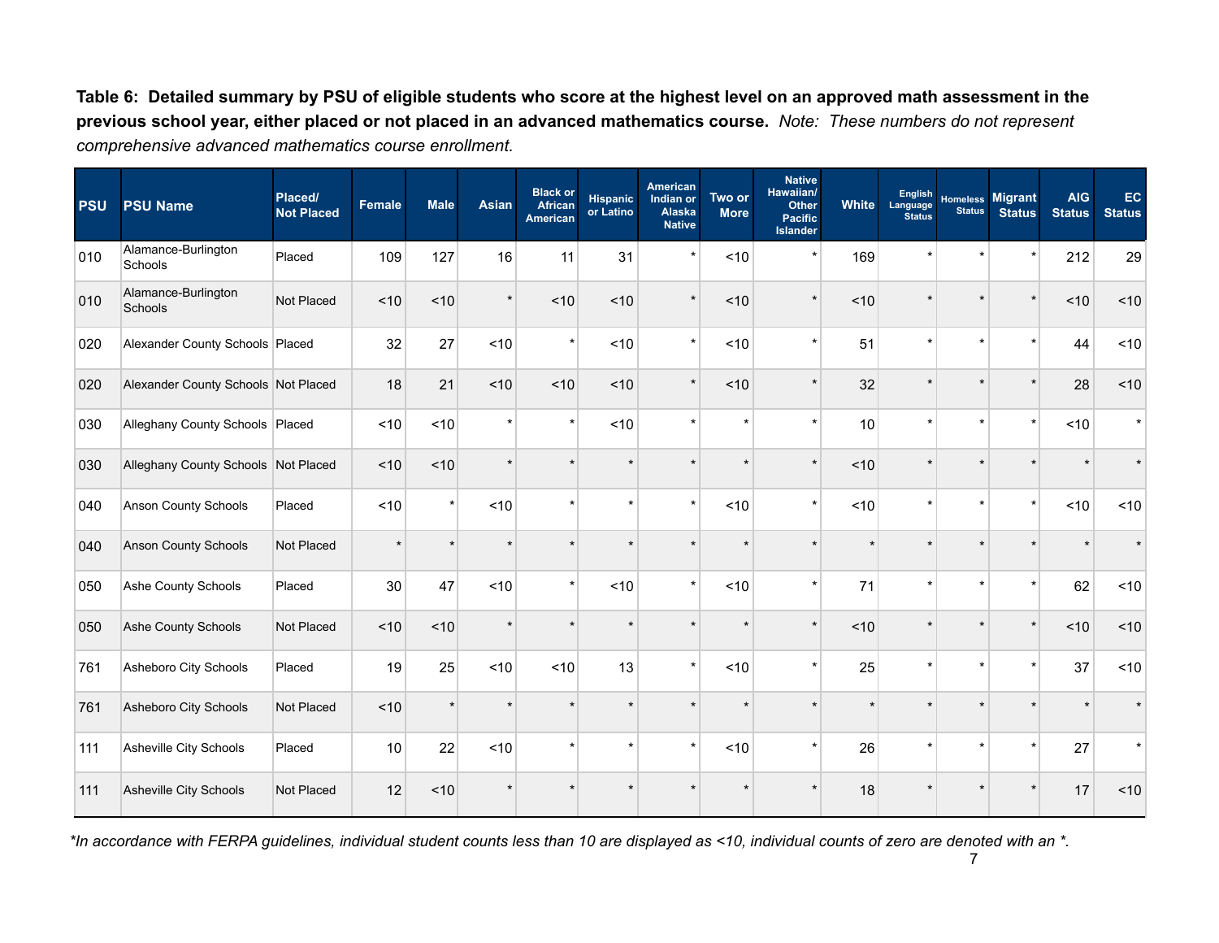**Table 6: Detailed summary by PSU of eligible students who score at the highest level on an approved math assessment in the previous school year, either placed or not placed in an advanced mathematics course.** *Note: These numbers do not represent comprehensive advanced mathematics course enrollment.*

| PSU | PSU Name | Placed/ Not Placed | Female | Male | Asian | Black or African American | Hispanic or Latino | American Indian or Alaska Native | Two or More | Native Hawaiian/ Other Pacific Islander | White | English Language Status | Homeless Status | Migrant Status | AIG Status | EC Status |
|---|---|---|---|---|---|---|---|---|---|---|---|---|---|---|---|---|
| 010 | Alamance-Burlington Schools | Placed | 109 | 127 | 16 | 11 | 31 | * | <10 | * | 169 | * | * | * | 212 | 29 |
| 010 | Alamance-Burlington Schools | Not Placed | <10 | <10 | * | <10 | <10 | * | <10 | * | <10 | * | * | * | <10 | <10 |
| 020 | Alexander County Schools | Placed | 32 | 27 | <10 | * | <10 | * | <10 | * | 51 | * | * | * | 44 | <10 |
| 020 | Alexander County Schools | Not Placed | 18 | 21 | <10 | <10 | <10 | * | <10 | * | 32 | * | * | * | 28 | <10 |
| 030 | Alleghany County Schools | Placed | <10 | <10 | * | * | <10 | * | * | * | 10 | * | * | * | <10 | * |
| 030 | Alleghany County Schools | Not Placed | <10 | <10 | * | * | * | * | * | * | <10 | * | * | * | * | * |
| 040 | Anson County Schools | Placed | <10 | * | <10 | * | * | * | <10 | * | <10 | * | * | * | <10 | <10 |
| 040 | Anson County Schools | Not Placed | * | * | * | * | * | * | * | * | * | * | * | * | * | * |
| 050 | Ashe County Schools | Placed | 30 | 47 | <10 | * | <10 | * | <10 | * | 71 | * | * | * | 62 | <10 |
| 050 | Ashe County Schools | Not Placed | <10 | <10 | * | * | * | * | * | * | <10 | * | * | * | <10 | <10 |
| 761 | Asheboro City Schools | Placed | 19 | 25 | <10 | <10 | 13 | * | <10 | * | 25 | * | * | * | 37 | <10 |
| 761 | Asheboro City Schools | Not Placed | <10 | * | * | * | * | * | * | * | * | * | * | * | * | * |
| 111 | Asheville City Schools | Placed | 10 | 22 | <10 | * | * | * | <10 | * | 26 | * | * | * | 27 | * |
| 111 | Asheville City Schools | Not Placed | 12 | <10 | * | * | * | * | * | * | 18 | * | * | * | 17 | <10 |

*\*In accordance with FERPA guidelines, individual student counts less than 10 are displayed as <10, individual counts of zero are denoted with an \*.*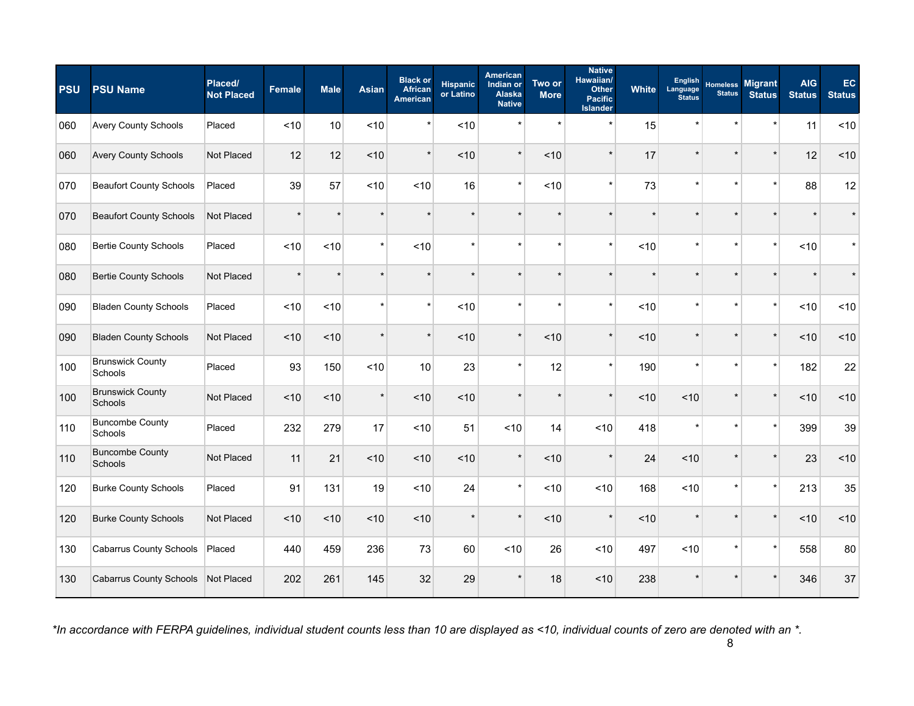| PSU | PSU Name | Placed/ Not Placed | Female | Male | Asian | Black or African American | Hispanic or Latino | American Indian or Alaska Native | Two or More | Native Hawaiian/ Other Pacific Islander | White | English Language Status | Homeless Status | Migrant Status | AIG Status | EC Status |
|---|---|---|---|---|---|---|---|---|---|---|---|---|---|---|---|---|
| 060 | Avery County Schools | Placed | <10 | 10 | <10 | * | <10 | * | * | * | 15 | * | * | * | 11 | <10 |
| 060 | Avery County Schools | Not Placed | 12 | 12 | <10 | * | <10 | * | <10 | * | 17 | * | * | * | 12 | <10 |
| 070 | Beaufort County Schools | Placed | 39 | 57 | <10 | <10 | 16 | * | <10 | * | 73 | * | * | * | 88 | 12 |
| 070 | Beaufort County Schools | Not Placed | * | * | * | * | * | * | * | * | * | * | * | * | * | * |
| 080 | Bertie County Schools | Placed | <10 | <10 | * | <10 | * | * | * | * | <10 | * | * | * | <10 | * |
| 080 | Bertie County Schools | Not Placed | * | * | * | * | * | * | * | * | * | * | * | * | * | * |
| 090 | Bladen County Schools | Placed | <10 | <10 | * | * | <10 | * | * | * | <10 | * | * | * | <10 | <10 |
| 090 | Bladen County Schools | Not Placed | <10 | <10 | * | * | <10 | * | <10 | * | <10 | * | * | * | <10 | <10 |
| 100 | Brunswick County Schools | Placed | 93 | 150 | <10 | 10 | 23 | * | 12 | * | 190 | * | * | * | 182 | 22 |
| 100 | Brunswick County Schools | Not Placed | <10 | <10 | * | <10 | <10 | * | * | * | <10 | <10 | * | * | <10 | <10 |
| 110 | Buncombe County Schools | Placed | 232 | 279 | 17 | <10 | 51 | <10 | 14 | <10 | 418 | * | * | * | 399 | 39 |
| 110 | Buncombe County Schools | Not Placed | 11 | 21 | <10 | <10 | <10 | * | <10 | * | 24 | <10 | * | * | 23 | <10 |
| 120 | Burke County Schools | Placed | 91 | 131 | 19 | <10 | 24 | * | <10 | <10 | 168 | <10 | * | * | 213 | 35 |
| 120 | Burke County Schools | Not Placed | <10 | <10 | <10 | <10 | * | * | <10 | * | <10 | * | * | * | <10 | <10 |
| 130 | Cabarrus County Schools | Placed | 440 | 459 | 236 | 73 | 60 | <10 | 26 | <10 | 497 | <10 | * | * | 558 | 80 |
| 130 | Cabarrus County Schools | Not Placed | 202 | 261 | 145 | 32 | 29 | * | 18 | <10 | 238 | * | * | * | 346 | 37 |

*\*In accordance with FERPA guidelines, individual student counts less than 10 are displayed as <10, individual counts of zero are denoted with an \*.*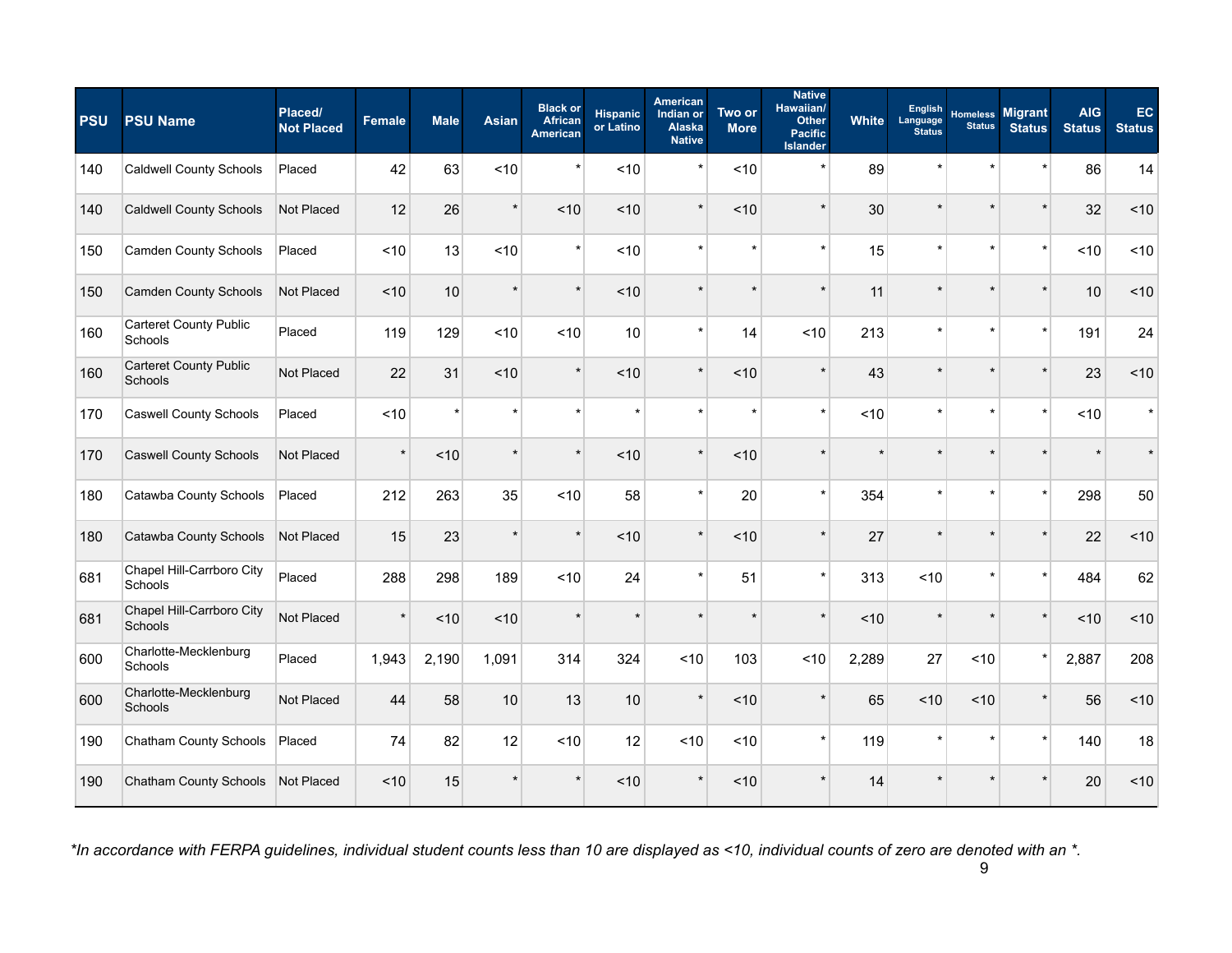| PSU | PSU Name | Placed/ Not Placed | Female | Male | Asian | Black or African American | Hispanic or Latino | American Indian or Alaska Native | Two or More | Native Hawaiian/ Other Pacific Islander | White | English Language Status | Homeless Status | Migrant Status | AIG Status | EC Status |
|---|---|---|---|---|---|---|---|---|---|---|---|---|---|---|---|---|
| 140 | Caldwell County Schools | Placed | 42 | 63 | <10 | * | <10 | * | <10 | * | 89 | * | * | * | 86 | 14 |
| 140 | Caldwell County Schools | Not Placed | 12 | 26 | * | <10 | <10 | * | <10 | * | 30 | * | * | * | 32 | <10 |
| 150 | Camden County Schools | Placed | <10 | 13 | <10 | * | <10 | * | * | * | 15 | * | * | * | <10 | <10 |
| 150 | Camden County Schools | Not Placed | <10 | 10 | * | * | <10 | * | * | * | 11 | * | * | * | 10 | <10 |
| 160 | Carteret County Public Schools | Placed | 119 | 129 | <10 | <10 | 10 | * | 14 | <10 | 213 | * | * | * | 191 | 24 |
| 160 | Carteret County Public Schools | Not Placed | 22 | 31 | <10 | * | <10 | * | <10 | * | 43 | * | * | * | 23 | <10 |
| 170 | Caswell County Schools | Placed | <10 | * | * | * | * | * | * | * | <10 | * | * | * | <10 | * |
| 170 | Caswell County Schools | Not Placed | * | <10 | * | * | <10 | * | <10 | * | * | * | * | * | * | * |
| 180 | Catawba County Schools | Placed | 212 | 263 | 35 | <10 | 58 | * | 20 | * | 354 | * | * | * | 298 | 50 |
| 180 | Catawba County Schools | Not Placed | 15 | 23 | * | * | <10 | * | <10 | * | 27 | * | * | * | 22 | <10 |
| 681 | Chapel Hill-Carrboro City Schools | Placed | 288 | 298 | 189 | <10 | 24 | * | 51 | * | 313 | <10 | * | * | 484 | 62 |
| 681 | Chapel Hill-Carrboro City Schools | Not Placed | * | <10 | <10 | * | * | * | * | * | <10 | * | * | * | <10 | <10 |
| 600 | Charlotte-Mecklenburg Schools | Placed | 1,943 | 2,190 | 1,091 | 314 | 324 | <10 | 103 | <10 | 2,289 | 27 | <10 | * | 2,887 | 208 |
| 600 | Charlotte-Mecklenburg Schools | Not Placed | 44 | 58 | 10 | 13 | 10 | * | <10 | * | 65 | <10 | <10 | * | 56 | <10 |
| 190 | Chatham County Schools | Placed | 74 | 82 | 12 | <10 | 12 | <10 | <10 | * | 119 | * | * | * | 140 | 18 |
| 190 | Chatham County Schools | Not Placed | <10 | 15 | * | * | <10 | * | <10 | * | 14 | * | * | * | 20 | <10 |

*\*In accordance with FERPA guidelines, individual student counts less than 10 are displayed as <10, individual counts of zero are denoted with an \*.*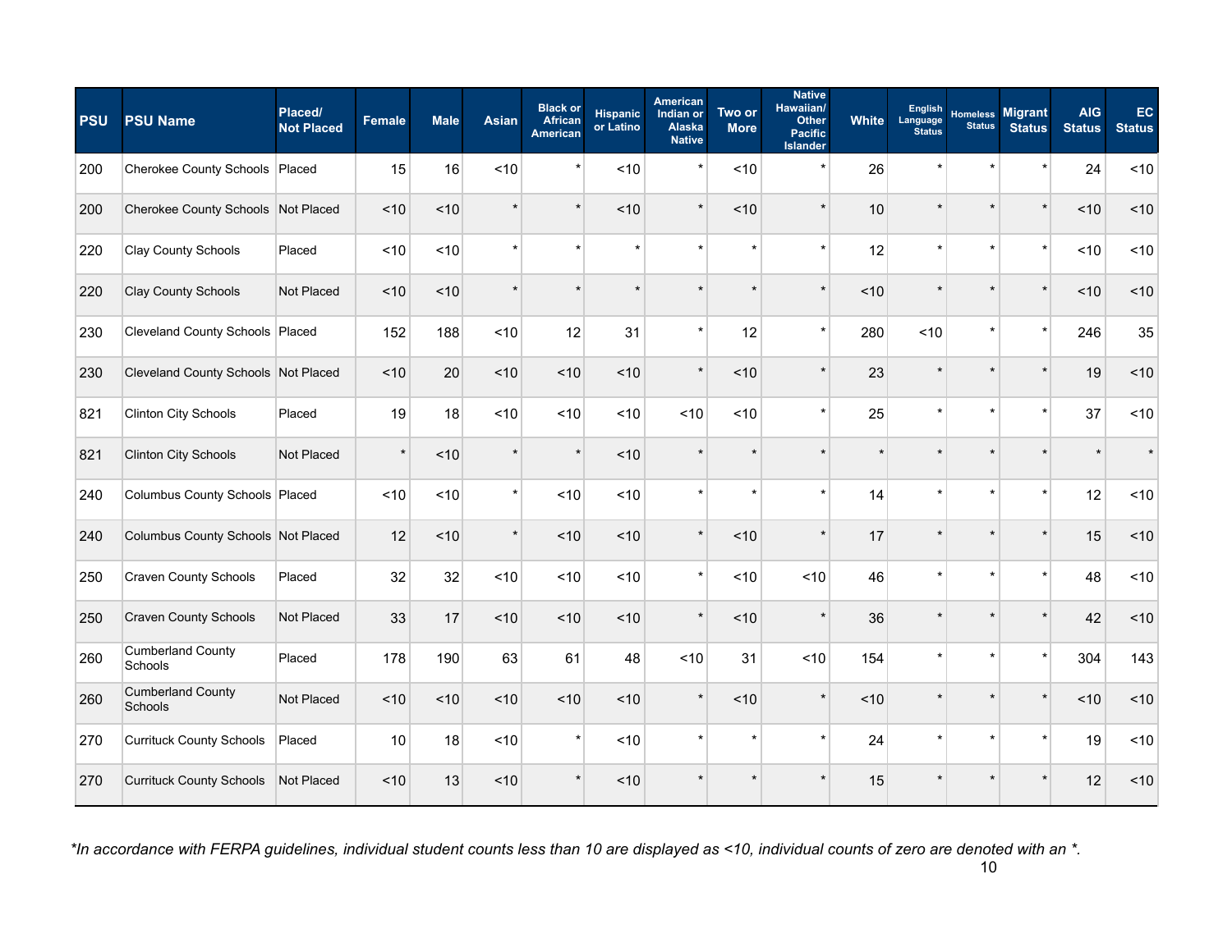| PSU | PSU Name | Placed/ Not Placed | Female | Male | Asian | Black or African American | Hispanic or Latino | American Indian or Alaska Native | Two or More | Native Hawaiian/ Other Pacific Islander | White | English Language Status | Homeless Status | Migrant Status | AIG Status | EC Status |
|---|---|---|---|---|---|---|---|---|---|---|---|---|---|---|---|---|
| 200 | Cherokee County Schools | Placed | 15 | 16 | <10 | * | <10 | * | <10 | * | 26 | * | * | * | 24 | <10 |
| 200 | Cherokee County Schools | Not Placed | <10 | <10 | * | * | <10 | * | <10 | * | 10 | * | * | * | <10 | <10 |
| 220 | Clay County Schools | Placed | <10 | <10 | * | * | * | * | * | * | 12 | * | * | * | <10 | <10 |
| 220 | Clay County Schools | Not Placed | <10 | <10 | * | * | * | * | * | * | <10 | * | * | * | <10 | <10 |
| 230 | Cleveland County Schools | Placed | 152 | 188 | <10 | 12 | 31 | * | 12 | * | 280 | <10 | * | * | 246 | 35 |
| 230 | Cleveland County Schools | Not Placed | <10 | 20 | <10 | <10 | <10 | * | <10 | * | 23 | * | * | * | 19 | <10 |
| 821 | Clinton City Schools | Placed | 19 | 18 | <10 | <10 | <10 | <10 | <10 | * | 25 | * | * | * | 37 | <10 |
| 821 | Clinton City Schools | Not Placed | * | <10 | * | * | <10 | * | * | * | * | * | * | * | * | * |
| 240 | Columbus County Schools | Placed | <10 | <10 | * | <10 | <10 | * | * | * | 14 | * | * | * | 12 | <10 |
| 240 | Columbus County Schools | Not Placed | 12 | <10 | * | <10 | <10 | * | <10 | * | 17 | * | * | * | 15 | <10 |
| 250 | Craven County Schools | Placed | 32 | 32 | <10 | <10 | <10 | * | <10 | <10 | 46 | * | * | * | 48 | <10 |
| 250 | Craven County Schools | Not Placed | 33 | 17 | <10 | <10 | <10 | * | <10 | * | 36 | * | * | * | 42 | <10 |
| 260 | Cumberland County Schools | Placed | 178 | 190 | 63 | 61 | 48 | <10 | 31 | <10 | 154 | * | * | * | 304 | 143 |
| 260 | Cumberland County Schools | Not Placed | <10 | <10 | <10 | <10 | <10 | * | <10 | * | <10 | * | * | * | <10 | <10 |
| 270 | Currituck County Schools | Placed | 10 | 18 | <10 | * | <10 | * | * | * | 24 | * | * | * | 19 | <10 |
| 270 | Currituck County Schools | Not Placed | <10 | 13 | <10 | * | <10 | * | * | * | 15 | * | * | * | 12 | <10 |

*\*In accordance with FERPA guidelines, individual student counts less than 10 are displayed as <10, individual counts of zero are denoted with an \*.*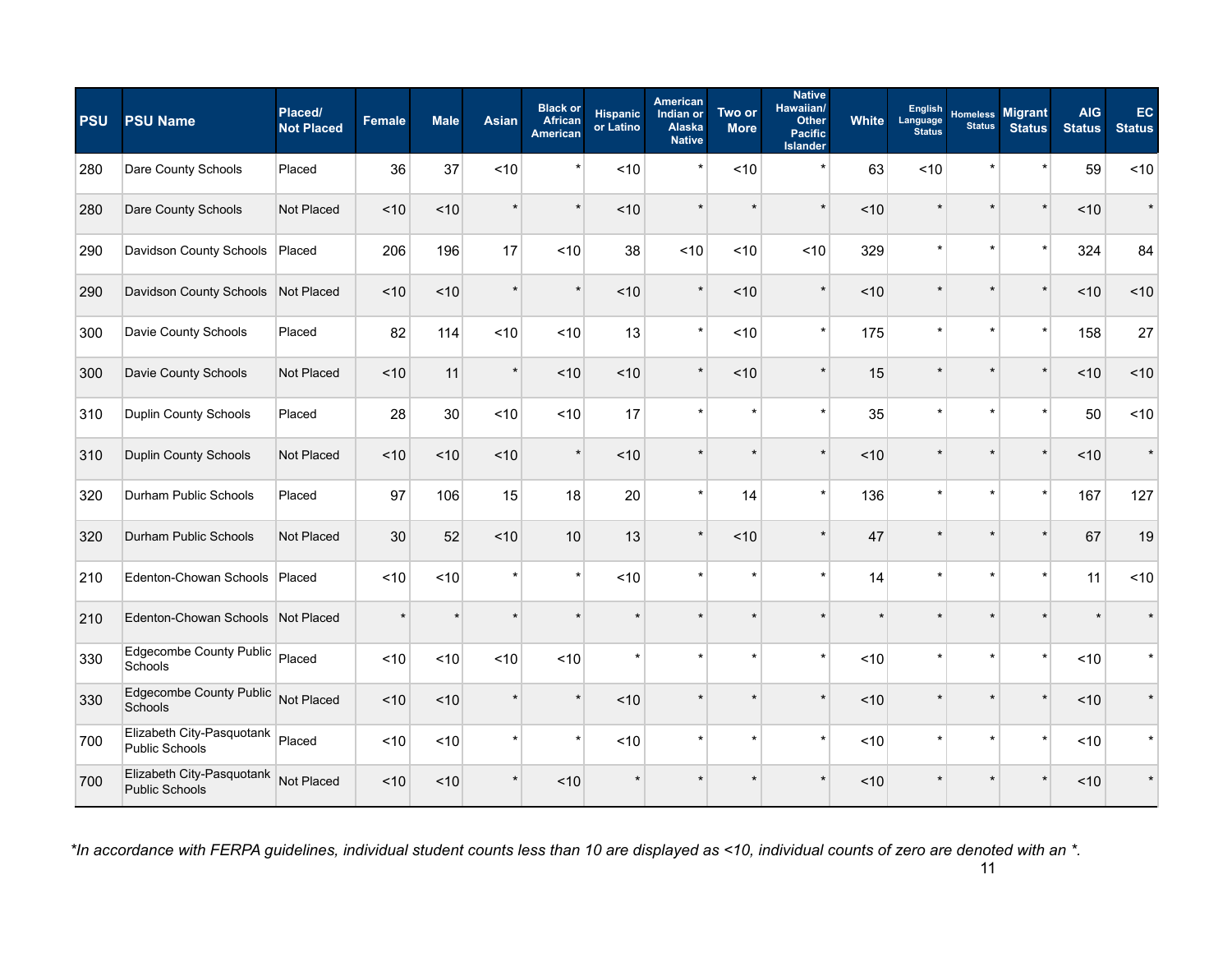| PSU | PSU Name | Placed/ Not Placed | Female | Male | Asian | Black or African American | Hispanic or Latino | American Indian or Alaska Native | Two or More | Native Hawaiian/ Other Pacific Islander | White | English Language Status | Homeless Status | Migrant Status | AIG Status | EC Status |
|---|---|---|---|---|---|---|---|---|---|---|---|---|---|---|---|---|
| 280 | Dare County Schools | Placed | 36 | 37 | <10 | * | <10 | * | <10 | * | 63 | <10 | * | * | 59 | <10 |
| 280 | Dare County Schools | Not Placed | <10 | <10 | * | * | <10 | * | * | * | <10 | * | * | * | <10 | * |
| 290 | Davidson County Schools | Placed | 206 | 196 | 17 | <10 | 38 | <10 | <10 | <10 | 329 | * | * | * | 324 | 84 |
| 290 | Davidson County Schools | Not Placed | <10 | <10 | * | * | <10 | * | <10 | * | <10 | * | * | * | <10 | <10 |
| 300 | Davie County Schools | Placed | 82 | 114 | <10 | <10 | 13 | * | <10 | * | 175 | * | * | * | 158 | 27 |
| 300 | Davie County Schools | Not Placed | <10 | 11 | * | <10 | <10 | * | <10 | * | 15 | * | * | * | <10 | <10 |
| 310 | Duplin County Schools | Placed | 28 | 30 | <10 | <10 | 17 | * | * | * | 35 | * | * | * | 50 | <10 |
| 310 | Duplin County Schools | Not Placed | <10 | <10 | <10 | * | <10 | * | * | * | <10 | * | * | * | <10 | * |
| 320 | Durham Public Schools | Placed | 97 | 106 | 15 | 18 | 20 | * | 14 | * | 136 | * | * | * | 167 | 127 |
| 320 | Durham Public Schools | Not Placed | 30 | 52 | <10 | 10 | 13 | * | <10 | * | 47 | * | * | * | 67 | 19 |
| 210 | Edenton-Chowan Schools | Placed | <10 | <10 | * | * | <10 | * | * | * | 14 | * | * | * | 11 | <10 |
| 210 | Edenton-Chowan Schools | Not Placed | * | * | * | * | * | * | * | * | * | * | * | * | * | * |
| 330 | Edgecombe County Public Schools | Placed | <10 | <10 | <10 | <10 | * | * | * | * | <10 | * | * | * | <10 | * |
| 330 | Edgecombe County Public Schools | Not Placed | <10 | <10 | * | * | <10 | * | * | * | <10 | * | * | * | <10 | * |
| 700 | Elizabeth City-Pasquotank Public Schools | Placed | <10 | <10 | * | * | <10 | * | * | * | <10 | * | * | * | <10 | * |
| 700 | Elizabeth City-Pasquotank Public Schools | Not Placed | <10 | <10 | * | <10 | * | * | * | * | <10 | * | * | * | <10 | * |

*\*In accordance with FERPA guidelines, individual student counts less than 10 are displayed as <10, individual counts of zero are denoted with an \*.*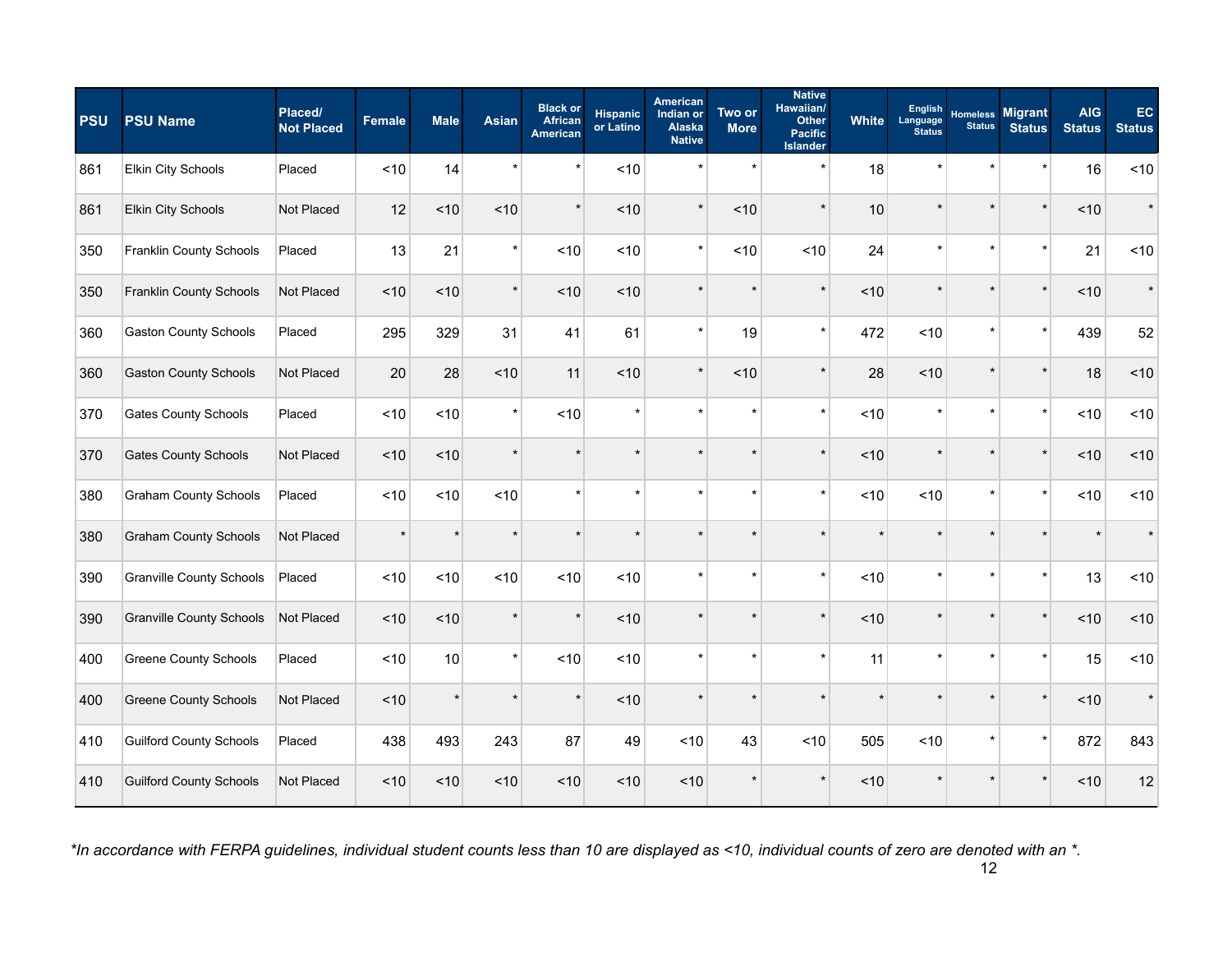| PSU | PSU Name | Placed/ Not Placed | Female | Male | Asian | Black or African American | Hispanic or Latino | American Indian or Alaska Native | Two or More | Native Hawaiian/ Other Pacific Islander | White | English Language Status | Homeless Status | Migrant Status | AIG Status | EC Status |
|---|---|---|---|---|---|---|---|---|---|---|---|---|---|---|---|---|
| 861 | Elkin City Schools | Placed | <10 | 14 | * | * | <10 | * | * | * | 18 | * | * | * | 16 | <10 |
| 861 | Elkin City Schools | Not Placed | 12 | <10 | <10 | * | <10 | * | <10 | * | 10 | * | * | * | <10 | * |
| 350 | Franklin County Schools | Placed | 13 | 21 | * | <10 | <10 | * | <10 | <10 | 24 | * | * | * | 21 | <10 |
| 350 | Franklin County Schools | Not Placed | <10 | <10 | * | <10 | <10 | * | * | * | <10 | * | * | * | <10 | * |
| 360 | Gaston County Schools | Placed | 295 | 329 | 31 | 41 | 61 | * | 19 | * | 472 | <10 | * | * | 439 | 52 |
| 360 | Gaston County Schools | Not Placed | 20 | 28 | <10 | 11 | <10 | * | <10 | * | 28 | <10 | * | * | 18 | <10 |
| 370 | Gates County Schools | Placed | <10 | <10 | * | <10 | * | * | * | * | <10 | * | * | * | <10 | <10 |
| 370 | Gates County Schools | Not Placed | <10 | <10 | * | * | * | * | * | * | <10 | * | * | * | <10 | <10 |
| 380 | Graham County Schools | Placed | <10 | <10 | <10 | * | * | * | * | * | <10 | <10 | * | * | <10 | <10 |
| 380 | Graham County Schools | Not Placed | * | * | * | * | * | * | * | * | * | * | * | * | * | * |
| 390 | Granville County Schools | Placed | <10 | <10 | <10 | <10 | <10 | * | * | * | <10 | * | * | * | 13 | <10 |
| 390 | Granville County Schools | Not Placed | <10 | <10 | * | * | <10 | * | * | * | <10 | * | * | * | <10 | <10 |
| 400 | Greene County Schools | Placed | <10 | 10 | * | <10 | <10 | * | * | * | 11 | * | * | * | 15 | <10 |
| 400 | Greene County Schools | Not Placed | <10 | * | * | * | <10 | * | * | * | * | * | * | * | <10 | * |
| 410 | Guilford County Schools | Placed | 438 | 493 | 243 | 87 | 49 | <10 | 43 | <10 | 505 | <10 | * | * | 872 | 843 |
| 410 | Guilford County Schools | Not Placed | <10 | <10 | <10 | <10 | <10 | <10 | * | * | <10 | * | * | * | <10 | 12 |

*\*In accordance with FERPA guidelines, individual student counts less than 10 are displayed as <10, individual counts of zero are denoted with an \*.*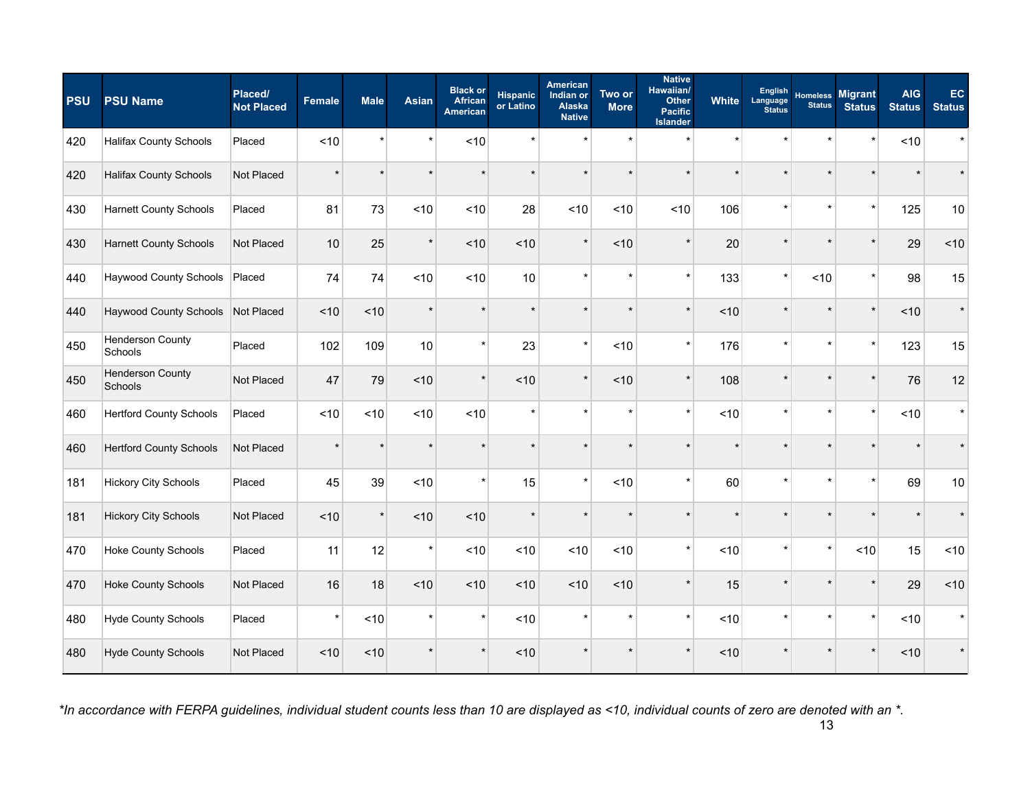| PSU | PSU Name | Placed/ Not Placed | Female | Male | Asian | Black or African American | Hispanic or Latino | American Indian or Alaska Native | Two or More | Native Hawaiian/ Other Pacific Islander | White | English Language Status | Homeless Status | Migrant Status | AIG Status | EC Status |
|---|---|---|---|---|---|---|---|---|---|---|---|---|---|---|---|---|
| 420 | Halifax County Schools | Placed | <10 | * | * | <10 | * | * | * | * | * | * | * | * | <10 | * |
| 420 | Halifax County Schools | Not Placed | * | * | * | * | * | * | * | * | * | * | * | * | * | * |
| 430 | Harnett County Schools | Placed | 81 | 73 | <10 | <10 | 28 | <10 | <10 | <10 | 106 | * | * | * | 125 | 10 |
| 430 | Harnett County Schools | Not Placed | 10 | 25 | * | <10 | <10 | * | <10 | * | 20 | * | * | * | 29 | <10 |
| 440 | Haywood County Schools | Placed | 74 | 74 | <10 | <10 | 10 | * | * | * | 133 | * | <10 | * | 98 | 15 |
| 440 | Haywood County Schools | Not Placed | <10 | <10 | * | * | * | * | * | * | <10 | * | * | * | <10 | * |
| 450 | Henderson County Schools | Placed | 102 | 109 | 10 | * | 23 | * | <10 | * | 176 | * | * | * | 123 | 15 |
| 450 | Henderson County Schools | Not Placed | 47 | 79 | <10 | * | <10 | * | <10 | * | 108 | * | * | * | 76 | 12 |
| 460 | Hertford County Schools | Placed | <10 | <10 | <10 | <10 | * | * | * | * | <10 | * | * | * | <10 | * |
| 460 | Hertford County Schools | Not Placed | * | * | * | * | * | * | * | * | * | * | * | * | * | * |
| 181 | Hickory City Schools | Placed | 45 | 39 | <10 | * | 15 | * | <10 | * | 60 | * | * | * | 69 | 10 |
| 181 | Hickory City Schools | Not Placed | <10 | * | <10 | <10 | * | * | * | * | * | * | * | * | * | * |
| 470 | Hoke County Schools | Placed | 11 | 12 | * | <10 | <10 | <10 | <10 | * | <10 | * | * | <10 | 15 | <10 |
| 470 | Hoke County Schools | Not Placed | 16 | 18 | <10 | <10 | <10 | <10 | <10 | * | 15 | * | * | * | 29 | <10 |
| 480 | Hyde County Schools | Placed | * | <10 | * | * | <10 | * | * | * | <10 | * | * | * | <10 | * |
| 480 | Hyde County Schools | Not Placed | <10 | <10 | * | * | <10 | * | * | * | <10 | * | * | * | <10 | * |

*\*In accordance with FERPA guidelines, individual student counts less than 10 are displayed as <10, individual counts of zero are denoted with an \*.*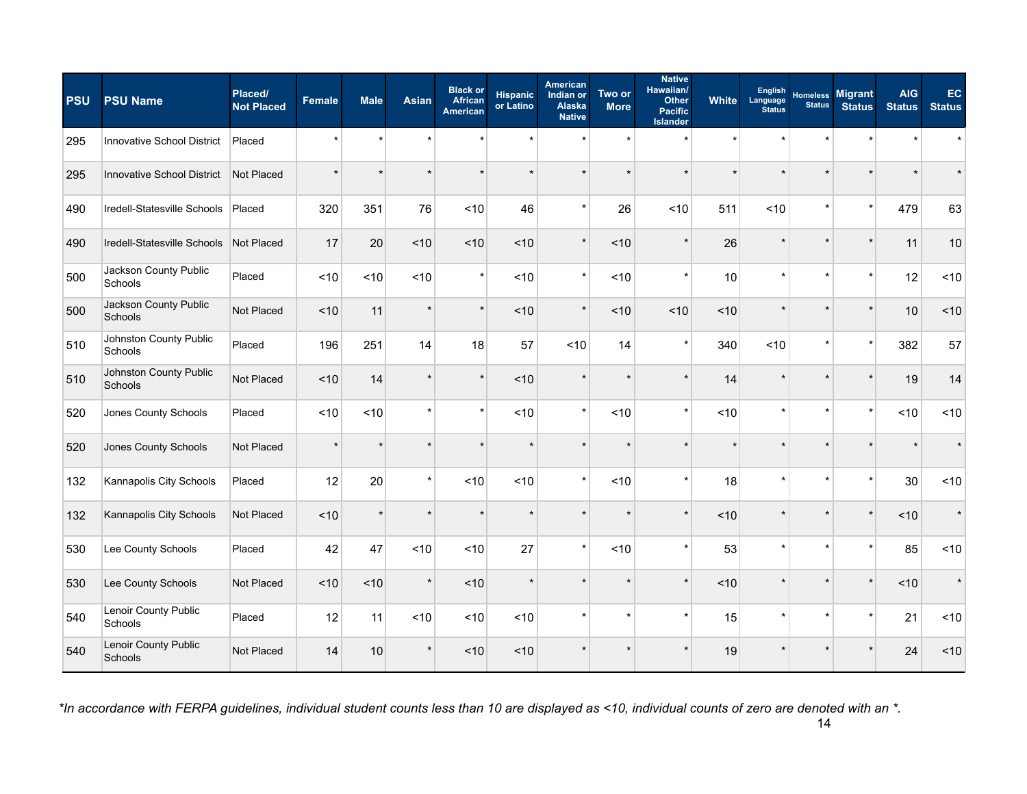| PSU | PSU Name | Placed/ Not Placed | Female | Male | Asian | Black or African American | Hispanic or Latino | American Indian or Alaska Native | Two or More | Native Hawaiian/ Other Pacific Islander | White | English Language Status | Homeless Status | Migrant Status | AIG Status | EC Status |
|---|---|---|---|---|---|---|---|---|---|---|---|---|---|---|---|---|
| 295 | Innovative School District | Placed | * | * | * | * | * | * | * | * | * | * | * | * | * | * |
| 295 | Innovative School District | Not Placed | * | * | * | * | * | * | * | * | * | * | * | * | * | * |
| 490 | Iredell-Statesville Schools | Placed | 320 | 351 | 76 | <10 | 46 | * | 26 | <10 | 511 | <10 | * | * | 479 | 63 |
| 490 | Iredell-Statesville Schools | Not Placed | 17 | 20 | <10 | <10 | <10 | * | <10 | * | 26 | * | * | * | 11 | 10 |
| 500 | Jackson County Public Schools | Placed | <10 | <10 | <10 | * | <10 | * | <10 | * | 10 | * | * | * | 12 | <10 |
| 500 | Jackson County Public Schools | Not Placed | <10 | 11 | * | * | <10 | * | <10 | <10 | <10 | * | * | * | 10 | <10 |
| 510 | Johnston County Public Schools | Placed | 196 | 251 | 14 | 18 | 57 | <10 | 14 | * | 340 | <10 | * | * | 382 | 57 |
| 510 | Johnston County Public Schools | Not Placed | <10 | 14 | * | * | <10 | * | * | * | 14 | * | * | * | 19 | 14 |
| 520 | Jones County Schools | Placed | <10 | <10 | * | * | <10 | * | <10 | * | <10 | * | * | * | <10 | <10 |
| 520 | Jones County Schools | Not Placed | * | * | * | * | * | * | * | * | * | * | * | * | * | * |
| 132 | Kannapolis City Schools | Placed | 12 | 20 | * | <10 | <10 | * | <10 | * | 18 | * | * | * | 30 | <10 |
| 132 | Kannapolis City Schools | Not Placed | <10 | * | * | * | * | * | * | * | <10 | * | * | * | <10 | * |
| 530 | Lee County Schools | Placed | 42 | 47 | <10 | <10 | 27 | * | <10 | * | 53 | * | * | * | 85 | <10 |
| 530 | Lee County Schools | Not Placed | <10 | <10 | * | <10 | * | * | * | * | <10 | * | * | * | <10 | * |
| 540 | Lenoir County Public Schools | Placed | 12 | 11 | <10 | <10 | <10 | * | * | * | 15 | * | * | * | 21 | <10 |
| 540 | Lenoir County Public Schools | Not Placed | 14 | 10 | * | <10 | <10 | * | * | * | 19 | * | * | * | 24 | <10 |

*\*In accordance with FERPA guidelines, individual student counts less than 10 are displayed as <10, individual counts of zero are denoted with an \*.*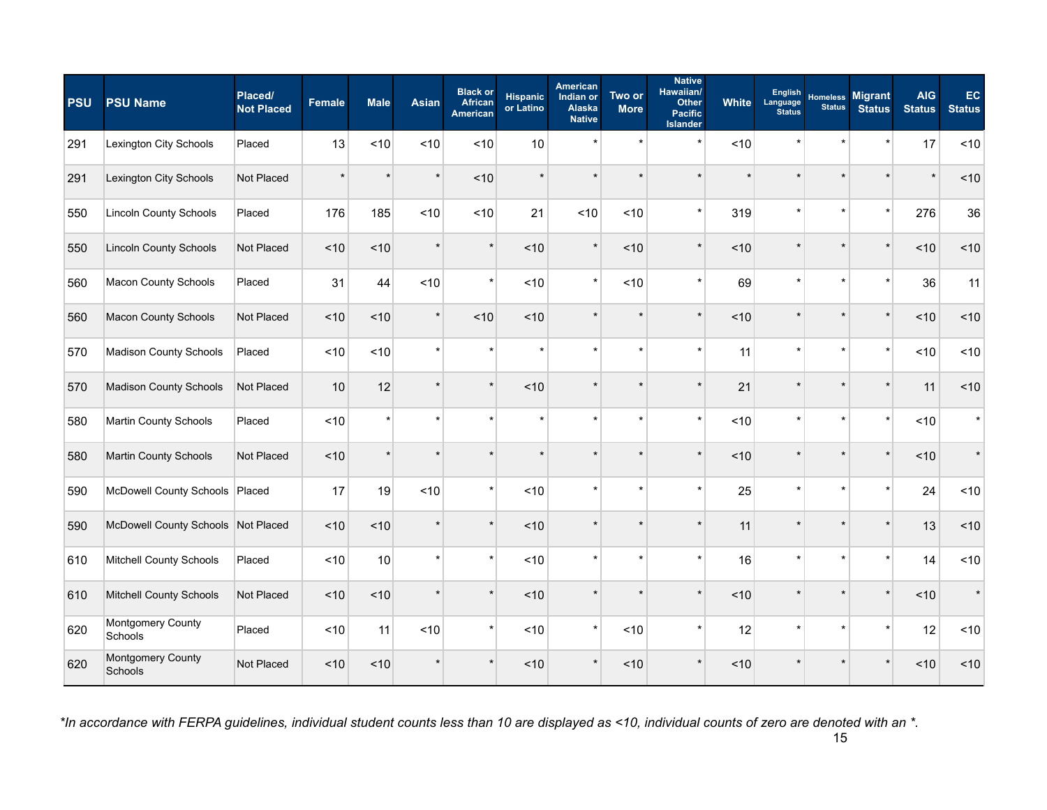| PSU | PSU Name | Placed/ Not Placed | Female | Male | Asian | Black or African American | Hispanic or Latino | American Indian or Alaska Native | Two or More | Native Hawaiian/ Other Pacific Islander | White | English Language Status | Homeless Status | Migrant Status | AIG Status | EC Status |
|---|---|---|---|---|---|---|---|---|---|---|---|---|---|---|---|---|
| 291 | Lexington City Schools | Placed | 13 | <10 | <10 | <10 | 10 | * | * | * | <10 | * | * | * | 17 | <10 |
| 291 | Lexington City Schools | Not Placed | * | * | * | <10 | * | * | * | * | * | * | * | * | * | <10 |
| 550 | Lincoln County Schools | Placed | 176 | 185 | <10 | <10 | 21 | <10 | <10 | * | 319 | * | * | * | 276 | 36 |
| 550 | Lincoln County Schools | Not Placed | <10 | <10 | * | * | <10 | * | <10 | * | <10 | * | * | * | <10 | <10 |
| 560 | Macon County Schools | Placed | 31 | 44 | <10 | * | <10 | * | <10 | * | 69 | * | * | * | 36 | 11 |
| 560 | Macon County Schools | Not Placed | <10 | <10 | * | <10 | <10 | * | * | * | <10 | * | * | * | <10 | <10 |
| 570 | Madison County Schools | Placed | <10 | <10 | * | * | * | * | * | * | 11 | * | * | * | <10 | <10 |
| 570 | Madison County Schools | Not Placed | 10 | 12 | * | * | <10 | * | * | * | 21 | * | * | * | 11 | <10 |
| 580 | Martin County Schools | Placed | <10 | * | * | * | * | * | * | * | <10 | * | * | * | <10 | * |
| 580 | Martin County Schools | Not Placed | <10 | * | * | * | * | * | * | * | <10 | * | * | * | <10 | * |
| 590 | McDowell County Schools | Placed | 17 | 19 | <10 | * | <10 | * | * | * | 25 | * | * | * | 24 | <10 |
| 590 | McDowell County Schools | Not Placed | <10 | <10 | * | * | <10 | * | * | * | 11 | * | * | * | 13 | <10 |
| 610 | Mitchell County Schools | Placed | <10 | 10 | * | * | <10 | * | * | * | 16 | * | * | * | 14 | <10 |
| 610 | Mitchell County Schools | Not Placed | <10 | <10 | * | * | <10 | * | * | * | <10 | * | * | * | <10 | * |
| 620 | Montgomery County Schools | Placed | <10 | 11 | <10 | * | <10 | * | <10 | * | 12 | * | * | * | 12 | <10 |
| 620 | Montgomery County Schools | Not Placed | <10 | <10 | * | * | <10 | * | <10 | * | <10 | * | * | * | <10 | <10 |

*\*In accordance with FERPA guidelines, individual student counts less than 10 are displayed as <10, individual counts of zero are denoted with an \*.*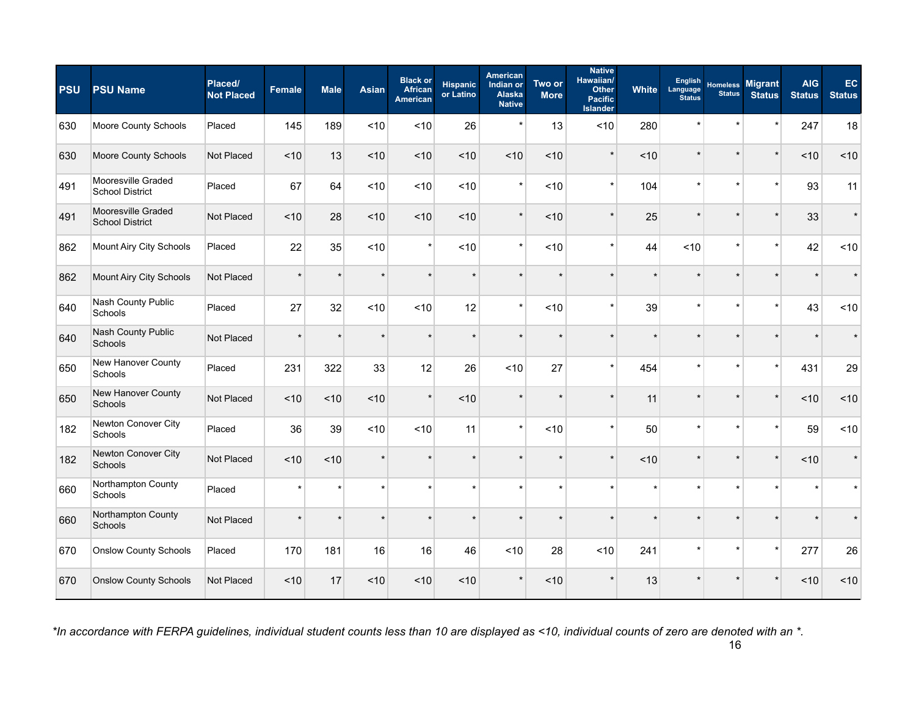| PSU | PSU Name | Placed/ Not Placed | Female | Male | Asian | Black or African American | Hispanic or Latino | American Indian or Alaska Native | Two or More | Native Hawaiian/ Other Pacific Islander | White | English Language Status | Homeless Status | Migrant Status | AIG Status | EC Status |
|---|---|---|---|---|---|---|---|---|---|---|---|---|---|---|---|---|
| 630 | Moore County Schools | Placed | 145 | 189 | <10 | <10 | 26 | * | 13 | <10 | 280 | * | * | * | 247 | 18 |
| 630 | Moore County Schools | Not Placed | <10 | 13 | <10 | <10 | <10 | <10 | <10 | * | <10 | * | * | * | <10 | <10 |
| 491 | Mooresville Graded School District | Placed | 67 | 64 | <10 | <10 | <10 | * | <10 | * | 104 | * | * | * | 93 | 11 |
| 491 | Mooresville Graded School District | Not Placed | <10 | 28 | <10 | <10 | <10 | * | <10 | * | 25 | * | * | * | 33 | * |
| 862 | Mount Airy City Schools | Placed | 22 | 35 | <10 | * | <10 | * | <10 | * | 44 | <10 | * | * | 42 | <10 |
| 862 | Mount Airy City Schools | Not Placed | * | * | * | * | * | * | * | * | * | * | * | * | * | * |
| 640 | Nash County Public Schools | Placed | 27 | 32 | <10 | <10 | 12 | * | <10 | * | 39 | * | * | * | 43 | <10 |
| 640 | Nash County Public Schools | Not Placed | * | * | * | * | * | * | * | * | * | * | * | * | * | * |
| 650 | New Hanover County Schools | Placed | 231 | 322 | 33 | 12 | 26 | <10 | 27 | * | 454 | * | * | * | 431 | 29 |
| 650 | New Hanover County Schools | Not Placed | <10 | <10 | <10 | * | <10 | * | * | * | 11 | * | * | * | <10 | <10 |
| 182 | Newton Conover City Schools | Placed | 36 | 39 | <10 | <10 | 11 | * | <10 | * | 50 | * | * | * | 59 | <10 |
| 182 | Newton Conover City Schools | Not Placed | <10 | <10 | * | * | * | * | * | * | <10 | * | * | * | <10 | * |
| 660 | Northampton County Schools | Placed | * | * | * | * | * | * | * | * | * | * | * | * | * | * |
| 660 | Northampton County Schools | Not Placed | * | * | * | * | * | * | * | * | * | * | * | * | * | * |
| 670 | Onslow County Schools | Placed | 170 | 181 | 16 | 16 | 46 | <10 | 28 | <10 | 241 | * | * | * | 277 | 26 |
| 670 | Onslow County Schools | Not Placed | <10 | 17 | <10 | <10 | <10 | * | <10 | * | 13 | * | * | * | <10 | <10 |

*\*In accordance with FERPA guidelines, individual student counts less than 10 are displayed as <10, individual counts of zero are denoted with an \*.*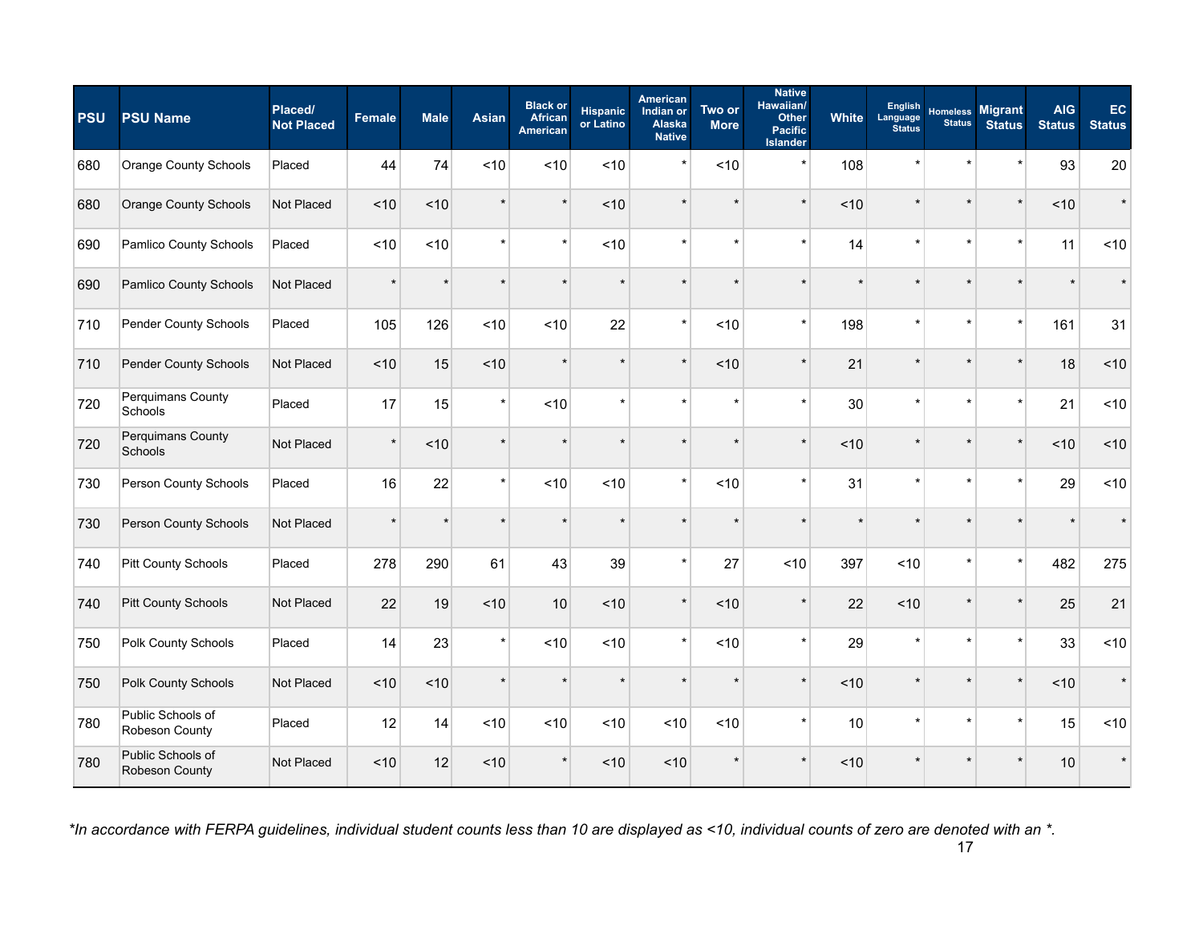| PSU | PSU Name | Placed/ Not Placed | Female | Male | Asian | Black or African American | Hispanic or Latino | American Indian or Alaska Native | Two or More | Native Hawaiian/ Other Pacific Islander | White | English Language Status | Homeless Status | Migrant Status | AIG Status | EC Status |
|---|---|---|---|---|---|---|---|---|---|---|---|---|---|---|---|---|
| 680 | Orange County Schools | Placed | 44 | 74 | <10 | <10 | <10 | * | <10 | * | 108 | * | * | * | 93 | 20 |
| 680 | Orange County Schools | Not Placed | <10 | <10 | * | * | <10 | * | * | * | <10 | * | * | * | <10 | * |
| 690 | Pamlico County Schools | Placed | <10 | <10 | * | * | <10 | * | * | * | 14 | * | * | * | 11 | <10 |
| 690 | Pamlico County Schools | Not Placed | * | * | * | * | * | * | * | * | * | * | * | * | * | * |
| 710 | Pender County Schools | Placed | 105 | 126 | <10 | <10 | 22 | * | <10 | * | 198 | * | * | * | 161 | 31 |
| 710 | Pender County Schools | Not Placed | <10 | 15 | <10 | * | * | * | <10 | * | 21 | * | * | * | 18 | <10 |
| 720 | Perquimans County Schools | Placed | 17 | 15 | * | <10 | * | * | * | * | 30 | * | * | * | 21 | <10 |
| 720 | Perquimans County Schools | Not Placed | * | <10 | * | * | * | * | * | * | <10 | * | * | * | <10 | <10 |
| 730 | Person County Schools | Placed | 16 | 22 | * | <10 | <10 | * | <10 | * | 31 | * | * | * | 29 | <10 |
| 730 | Person County Schools | Not Placed | * | * | * | * | * | * | * | * | * | * | * | * | * | * |
| 740 | Pitt County Schools | Placed | 278 | 290 | 61 | 43 | 39 | * | 27 | <10 | 397 | <10 | * | * | 482 | 275 |
| 740 | Pitt County Schools | Not Placed | 22 | 19 | <10 | 10 | <10 | * | <10 | * | 22 | <10 | * | * | 25 | 21 |
| 750 | Polk County Schools | Placed | 14 | 23 | * | <10 | <10 | * | <10 | * | 29 | * | * | * | 33 | <10 |
| 750 | Polk County Schools | Not Placed | <10 | <10 | * | * | * | * | * | * | <10 | * | * | * | <10 | * |
| 780 | Public Schools of Robeson County | Placed | 12 | 14 | <10 | <10 | <10 | <10 | <10 | * | 10 | * | * | * | 15 | <10 |
| 780 | Public Schools of Robeson County | Not Placed | <10 | 12 | <10 | * | <10 | <10 | * | * | <10 | * | * | * | 10 | * |

*\*In accordance with FERPA guidelines, individual student counts less than 10 are displayed as <10, individual counts of zero are denoted with an \*.*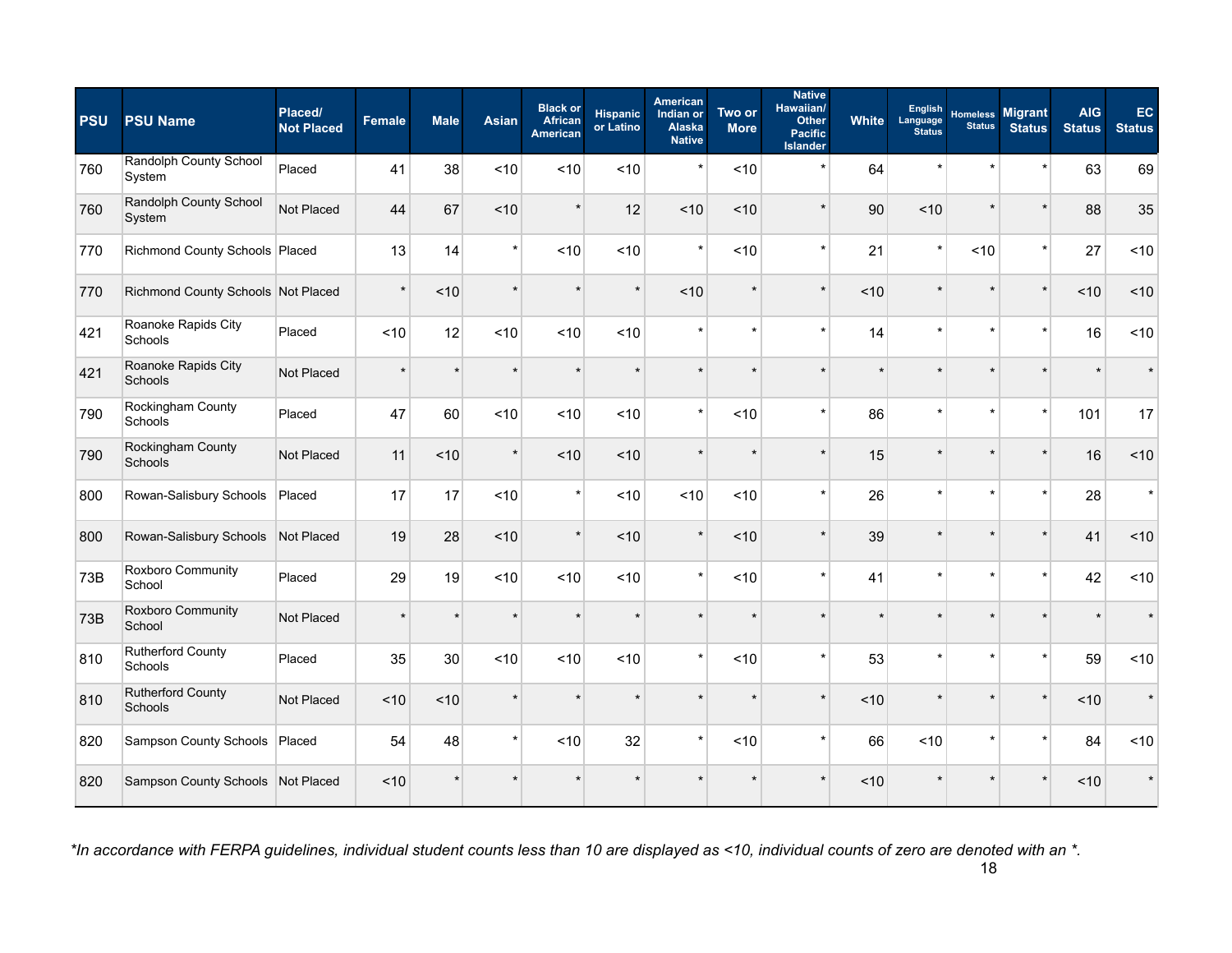| PSU | PSU Name | Placed/ Not Placed | Female | Male | Asian | Black or African American | Hispanic or Latino | American Indian or Alaska Native | Two or More | Native Hawaiian/ Other Pacific Islander | White | English Language Status | Homeless Status | Migrant Status | AIG Status | EC Status |
|---|---|---|---|---|---|---|---|---|---|---|---|---|---|---|---|---|
| 760 | Randolph County School System | Placed | 41 | 38 | <10 | <10 | <10 | * | <10 | * | 64 | * | * | * | 63 | 69 |
| 760 | Randolph County School System | Not Placed | 44 | 67 | <10 | * | 12 | <10 | <10 | * | 90 | <10 | * | * | 88 | 35 |
| 770 | Richmond County Schools | Placed | 13 | 14 | * | <10 | <10 | * | <10 | * | 21 | * | <10 | * | 27 | <10 |
| 770 | Richmond County Schools | Not Placed | * | <10 | * | * | * | <10 | * | * | <10 | * | * | * | <10 | <10 |
| 421 | Roanoke Rapids City Schools | Placed | <10 | 12 | <10 | <10 | <10 | * | * | * | 14 | * | * | * | 16 | <10 |
| 421 | Roanoke Rapids City Schools | Not Placed | * | * | * | * | * | * | * | * | * | * | * | * | * | * |
| 790 | Rockingham County Schools | Placed | 47 | 60 | <10 | <10 | <10 | * | <10 | * | 86 | * | * | * | 101 | 17 |
| 790 | Rockingham County Schools | Not Placed | 11 | <10 | * | <10 | <10 | * | * | * | 15 | * | * | * | 16 | <10 |
| 800 | Rowan-Salisbury Schools | Placed | 17 | 17 | <10 | * | <10 | <10 | <10 | * | 26 | * | * | * | 28 | * |
| 800 | Rowan-Salisbury Schools | Not Placed | 19 | 28 | <10 | * | <10 | * | <10 | * | 39 | * | * | * | 41 | <10 |
| 73B | Roxboro Community School | Placed | 29 | 19 | <10 | <10 | <10 | * | <10 | * | 41 | * | * | * | 42 | <10 |
| 73B | Roxboro Community School | Not Placed | * | * | * | * | * | * | * | * | * | * | * | * | * | * |
| 810 | Rutherford County Schools | Placed | 35 | 30 | <10 | <10 | <10 | * | <10 | * | 53 | * | * | * | 59 | <10 |
| 810 | Rutherford County Schools | Not Placed | <10 | <10 | * | * | * | * | * | * | <10 | * | * | * | <10 | * |
| 820 | Sampson County Schools | Placed | 54 | 48 | * | <10 | 32 | * | <10 | * | 66 | <10 | * | * | 84 | <10 |
| 820 | Sampson County Schools | Not Placed | <10 | * | * | * | * | * | * | * | <10 | * | * | * | <10 | * |

*\*In accordance with FERPA guidelines, individual student counts less than 10 are displayed as <10, individual counts of zero are denoted with an \*.*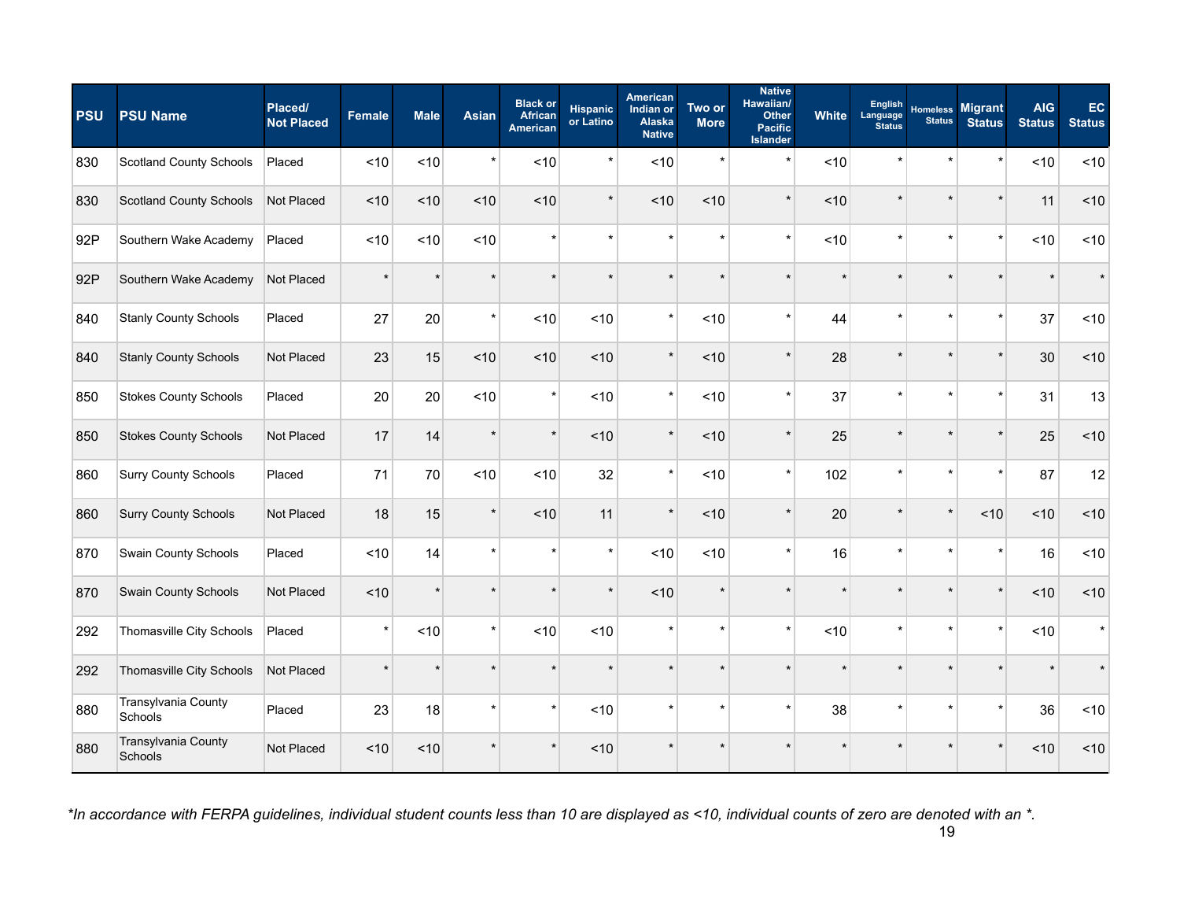| PSU | PSU Name | Placed/ Not Placed | Female | Male | Asian | Black or African American | Hispanic or Latino | American Indian or Alaska Native | Two or More | Native Hawaiian/ Other Pacific Islander | White | English Language Status | Homeless Status | Migrant Status | AIG Status | EC Status |
|---|---|---|---|---|---|---|---|---|---|---|---|---|---|---|---|---|
| 830 | Scotland County Schools | Placed | <10 | <10 | * | <10 | * | <10 | * | * | <10 | * | * | * | <10 | <10 |
| 830 | Scotland County Schools | Not Placed | <10 | <10 | <10 | <10 | * | <10 | <10 | * | <10 | * | * | * | 11 | <10 |
| 92P | Southern Wake Academy | Placed | <10 | <10 | <10 | * | * | * | * | * | <10 | * | * | * | <10 | <10 |
| 92P | Southern Wake Academy | Not Placed | * | * | * | * | * | * | * | * | * | * | * | * | * | * |
| 840 | Stanly County Schools | Placed | 27 | 20 | * | <10 | <10 | * | <10 | * | 44 | * | * | * | 37 | <10 |
| 840 | Stanly County Schools | Not Placed | 23 | 15 | <10 | <10 | <10 | * | <10 | * | 28 | * | * | * | 30 | <10 |
| 850 | Stokes County Schools | Placed | 20 | 20 | <10 | * | <10 | * | <10 | * | 37 | * | * | * | 31 | 13 |
| 850 | Stokes County Schools | Not Placed | 17 | 14 | * | * | <10 | * | <10 | * | 25 | * | * | * | 25 | <10 |
| 860 | Surry County Schools | Placed | 71 | 70 | <10 | <10 | 32 | * | <10 | * | 102 | * | * | * | 87 | 12 |
| 860 | Surry County Schools | Not Placed | 18 | 15 | * | <10 | 11 | * | <10 | * | 20 | * | * | <10 | <10 | <10 |
| 870 | Swain County Schools | Placed | <10 | 14 | * | * | * | <10 | <10 | * | 16 | * | * | * | 16 | <10 |
| 870 | Swain County Schools | Not Placed | <10 | * | * | * | * | <10 | * | * | * | * | * | * | <10 | <10 |
| 292 | Thomasville City Schools | Placed | * | <10 | * | <10 | <10 | * | * | * | <10 | * | * | * | <10 | * |
| 292 | Thomasville City Schools | Not Placed | * | * | * | * | * | * | * | * | * | * | * | * | * | * |
| 880 | Transylvania County Schools | Placed | 23 | 18 | * | * | <10 | * | * | * | 38 | * | * | * | 36 | <10 |
| 880 | Transylvania County Schools | Not Placed | <10 | <10 | * | * | <10 | * | * | * | * | * | * | * | <10 | <10 |

*\*In accordance with FERPA guidelines, individual student counts less than 10 are displayed as <10, individual counts of zero are denoted with an \*.*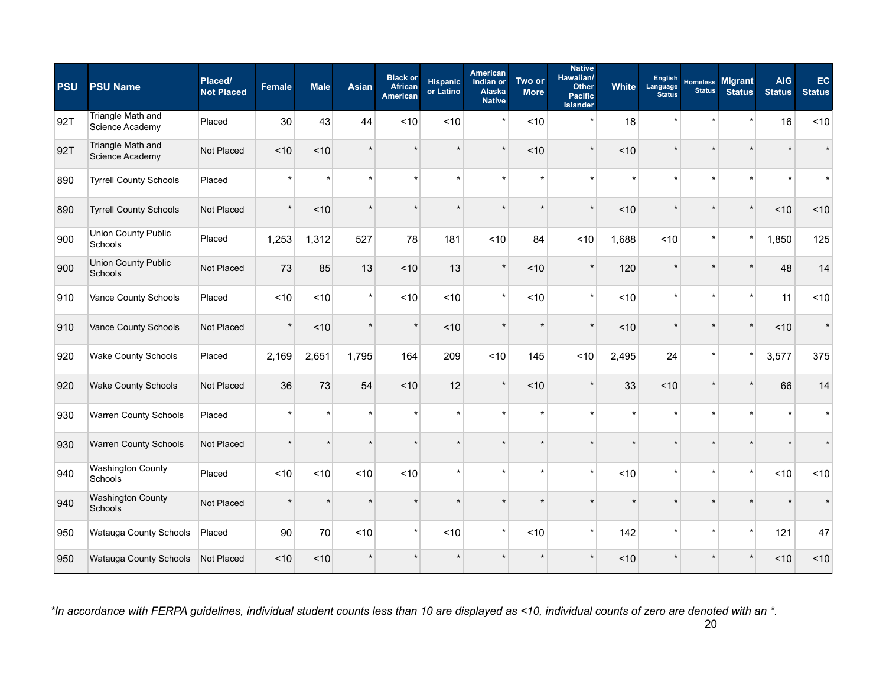| PSU | PSU Name | Placed/ Not Placed | Female | Male | Asian | Black or African American | Hispanic or Latino | American Indian or Alaska Native | Two or More | Native Hawaiian/ Other Pacific Islander | White | English Language Status | Homeless Status | Migrant Status | AIG Status | EC Status |
|---|---|---|---|---|---|---|---|---|---|---|---|---|---|---|---|---|
| 92T | Triangle Math and Science Academy | Placed | 30 | 43 | 44 | <10 | <10 | * | <10 | * | 18 | * | * | * | 16 | <10 |
| 92T | Triangle Math and Science Academy | Not Placed | <10 | <10 | * | * | * | * | <10 | * | <10 | * | * | * | * | * |
| 890 | Tyrrell County Schools | Placed | * | * | * | * | * | * | * | * | * | * | * | * | * | * |
| 890 | Tyrrell County Schools | Not Placed | * | <10 | * | * | * | * | * | * | <10 | * | * | * | <10 | <10 |
| 900 | Union County Public Schools | Placed | 1,253 | 1,312 | 527 | 78 | 181 | <10 | 84 | <10 | 1,688 | <10 | * | * | 1,850 | 125 |
| 900 | Union County Public Schools | Not Placed | 73 | 85 | 13 | <10 | 13 | * | <10 | * | 120 | * | * | * | 48 | 14 |
| 910 | Vance County Schools | Placed | <10 | <10 | * | <10 | <10 | * | <10 | * | <10 | * | * | * | 11 | <10 |
| 910 | Vance County Schools | Not Placed | * | <10 | * | * | <10 | * | * | * | <10 | * | * | * | <10 | * |
| 920 | Wake County Schools | Placed | 2,169 | 2,651 | 1,795 | 164 | 209 | <10 | 145 | <10 | 2,495 | 24 | * | * | 3,577 | 375 |
| 920 | Wake County Schools | Not Placed | 36 | 73 | 54 | <10 | 12 | * | <10 | * | 33 | <10 | * | * | 66 | 14 |
| 930 | Warren County Schools | Placed | * | * | * | * | * | * | * | * | * | * | * | * | * | * |
| 930 | Warren County Schools | Not Placed | * | * | * | * | * | * | * | * | * | * | * | * | * | * |
| 940 | Washington County Schools | Placed | <10 | <10 | <10 | <10 | * | * | * | * | <10 | * | * | * | <10 | <10 |
| 940 | Washington County Schools | Not Placed | * | * | * | * | * | * | * | * | * | * | * | * | * | * |
| 950 | Watauga County Schools | Placed | 90 | 70 | <10 | * | <10 | * | <10 | * | 142 | * | * | * | 121 | 47 |
| 950 | Watauga County Schools | Not Placed | <10 | <10 | * | * | * | * | * | * | <10 | * | * | * | <10 | <10 |

*\*In accordance with FERPA guidelines, individual student counts less than 10 are displayed as <10, individual counts of zero are denoted with an \*.*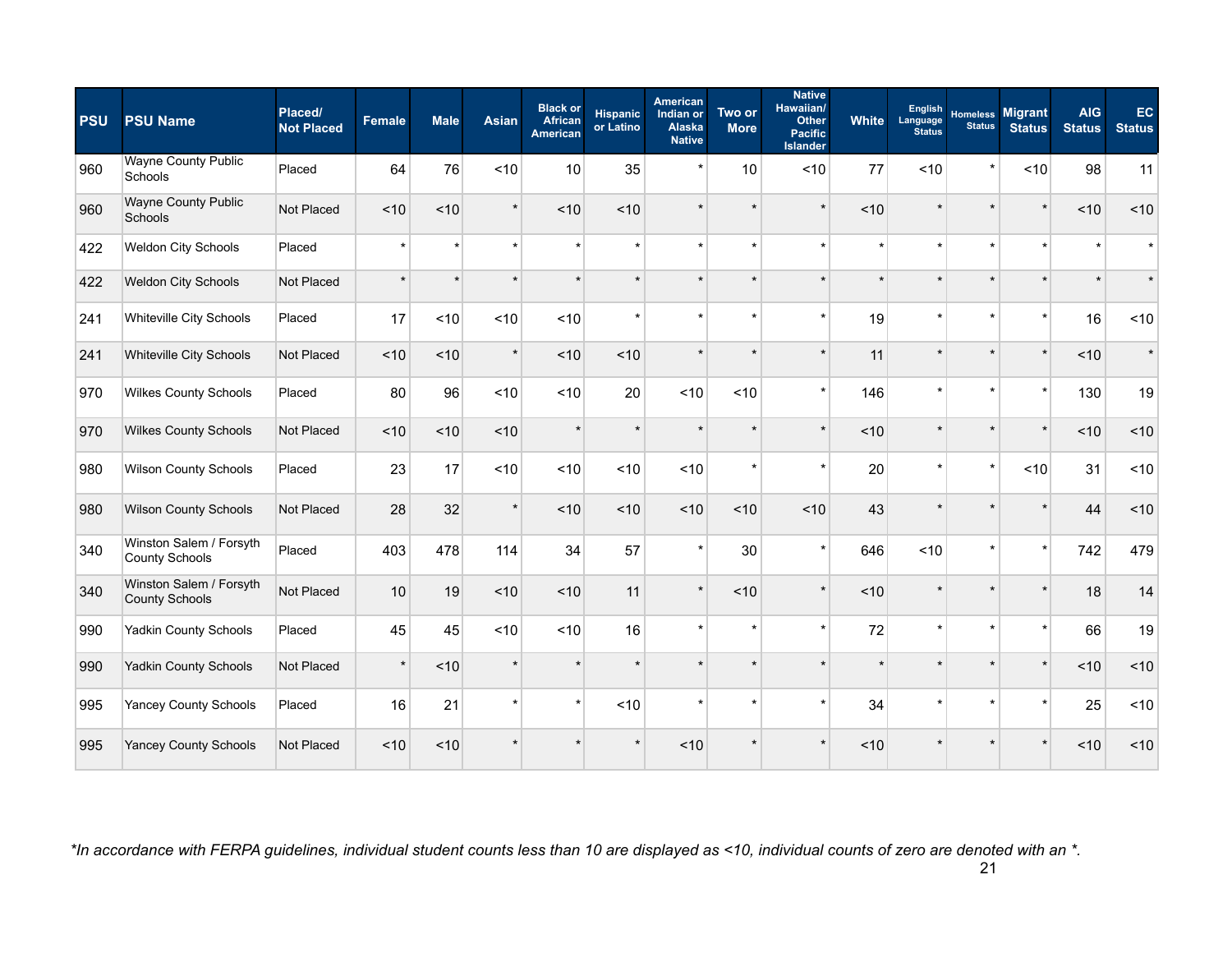| PSU | PSU Name | Placed/ Not Placed | Female | Male | Asian | Black or African American | Hispanic or Latino | American Indian or Alaska Native | Two or More | Native Hawaiian/ Other Pacific Islander | White | English Language Status | Homeless Status | Migrant Status | AIG Status | EC Status |
|---|---|---|---|---|---|---|---|---|---|---|---|---|---|---|---|---|
| 960 | Wayne County Public Schools | Placed | 64 | 76 | <10 | 10 | 35 | * | 10 | <10 | 77 | <10 | * | <10 | 98 | 11 |
| 960 | Wayne County Public Schools | Not Placed | <10 | <10 | * | <10 | <10 | * | * | * | <10 | * | * | * | <10 | <10 |
| 422 | Weldon City Schools | Placed | * | * | * | * | * | * | * | * | * | * | * | * | * | * |
| 422 | Weldon City Schools | Not Placed | * | * | * | * | * | * | * | * | * | * | * | * | * | * |
| 241 | Whiteville City Schools | Placed | 17 | <10 | <10 | <10 | * | * | * | * | 19 | * | * | * | 16 | <10 |
| 241 | Whiteville City Schools | Not Placed | <10 | <10 | * | <10 | <10 | * | * | * | 11 | * | * | * | <10 | * |
| 970 | Wilkes County Schools | Placed | 80 | 96 | <10 | <10 | 20 | <10 | <10 | * | 146 | * | * | * | 130 | 19 |
| 970 | Wilkes County Schools | Not Placed | <10 | <10 | <10 | * | * | * | * | * | <10 | * | * | * | <10 | <10 |
| 980 | Wilson County Schools | Placed | 23 | 17 | <10 | <10 | <10 | <10 | * | * | 20 | * | * | <10 | 31 | <10 |
| 980 | Wilson County Schools | Not Placed | 28 | 32 | * | <10 | <10 | <10 | <10 | <10 | 43 | * | * | * | 44 | <10 |
| 340 | Winston Salem / Forsyth County Schools | Placed | 403 | 478 | 114 | 34 | 57 | * | 30 | * | 646 | <10 | * | * | 742 | 479 |
| 340 | Winston Salem / Forsyth County Schools | Not Placed | 10 | 19 | <10 | <10 | 11 | * | <10 | * | <10 | * | * | * | 18 | 14 |
| 990 | Yadkin County Schools | Placed | 45 | 45 | <10 | <10 | 16 | * | * | * | 72 | * | * | * | 66 | 19 |
| 990 | Yadkin County Schools | Not Placed | * | <10 | * | * | * | * | * | * | * | * | * | * | <10 | <10 |
| 995 | Yancey County Schools | Placed | 16 | 21 | * | * | <10 | * | * | * | 34 | * | * | * | 25 | <10 |
| 995 | Yancey County Schools | Not Placed | <10 | <10 | * | * | * | <10 | * | * | <10 | * | * | * | <10 | <10 |

*\*In accordance with FERPA guidelines, individual student counts less than 10 are displayed as <10, individual counts of zero are denoted with an \*.*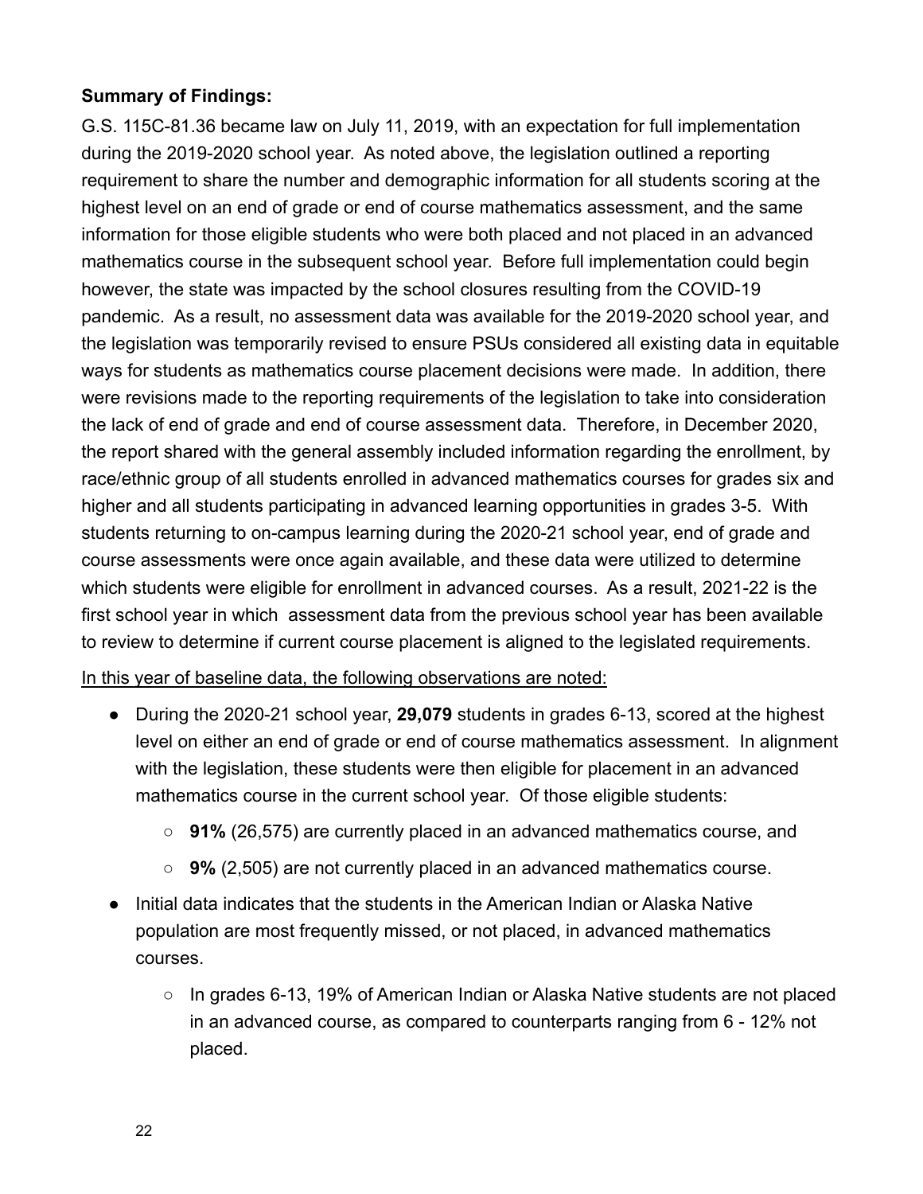**Summary of Findings:**

G.S. 115C-81.36 became law on July 11, 2019, with an expectation for full implementation during the 2019-2020 school year. As noted above, the legislation outlined a reporting requirement to share the number and demographic information for all students scoring at the highest level on an end of grade or end of course mathematics assessment, and the same information for those eligible students who were both placed and not placed in an advanced mathematics course in the subsequent school year. Before full implementation could begin however, the state was impacted by the school closures resulting from the COVID-19 pandemic. As a result, no assessment data was available for the 2019-2020 school year, and the legislation was temporarily revised to ensure PSUs considered all existing data in equitable ways for students as mathematics course placement decisions were made. In addition, there were revisions made to the reporting requirements of the legislation to take into consideration the lack of end of grade and end of course assessment data. Therefore, in December 2020, the report shared with the general assembly included information regarding the enrollment, by race/ethnic group of all students enrolled in advanced mathematics courses for grades six and higher and all students participating in advanced learning opportunities in grades 3-5. With students returning to on-campus learning during the 2020-21 school year, end of grade and course assessments were once again available, and these data were utilized to determine which students were eligible for enrollment in advanced courses. As a result, 2021-22 is the first school year in which assessment data from the previous school year has been available to review to determine if current course placement is aligned to the legislated requirements.

<u>In this year of baseline data, the following observations are noted:</u>

- During the 2020-21 school year, **29,079** students in grades 6-13, scored at the highest level on either an end of grade or end of course mathematics assessment. In alignment with the legislation, these students were then eligible for placement in an advanced mathematics course in the current school year. Of those eligible students:
  - **91%** (26,575) are currently placed in an advanced mathematics course, and
  - **9%** (2,505) are not currently placed in an advanced mathematics course.
- Initial data indicates that the students in the American Indian or Alaska Native population are most frequently missed, or not placed, in advanced mathematics courses.
  - In grades 6-13, 19% of American Indian or Alaska Native students are not placed in an advanced course, as compared to counterparts ranging from 6 - 12% not placed.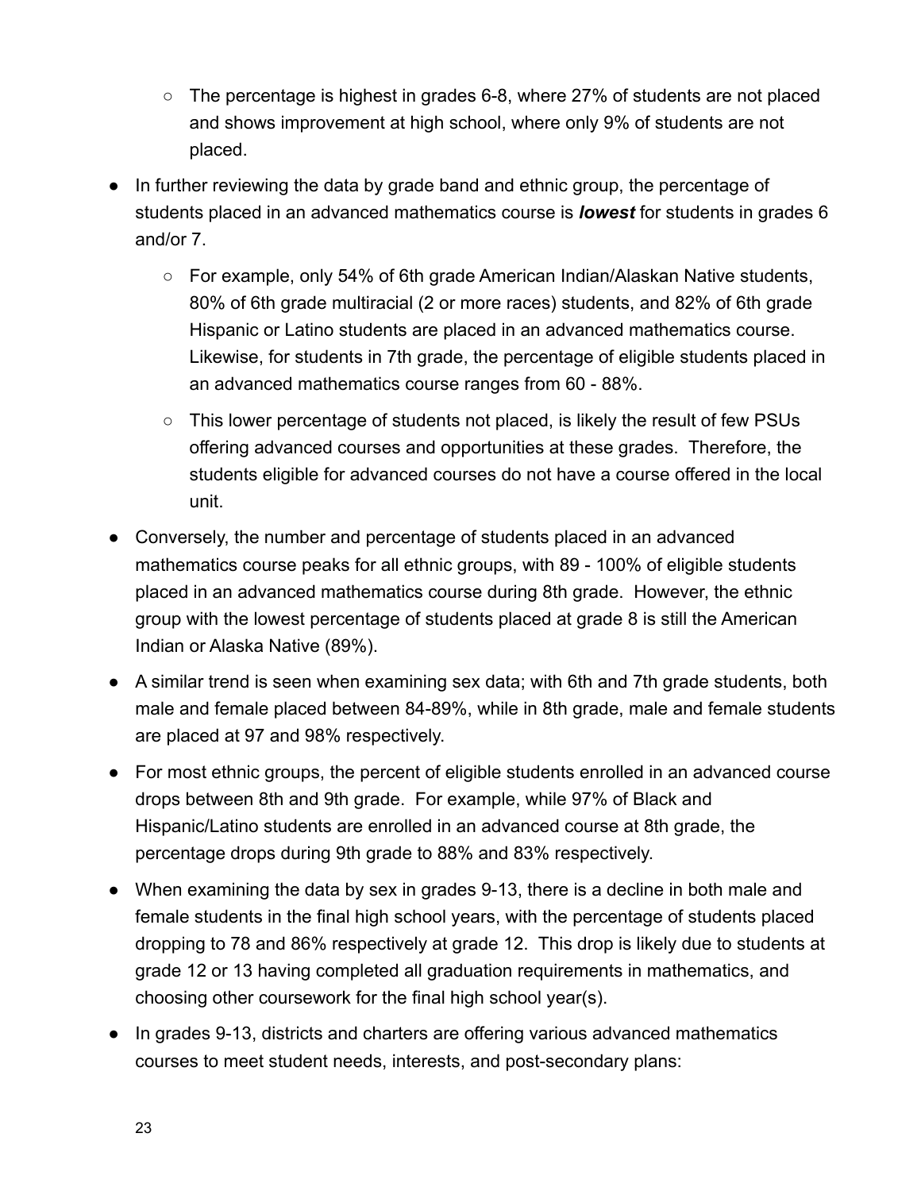- The percentage is highest in grades 6-8, where 27% of students are not placed and shows improvement at high school, where only 9% of students are not placed.
- In further reviewing the data by grade band and ethnic group, the percentage of students placed in an advanced mathematics course is ***lowest*** for students in grades 6 and/or 7.
    - For example, only 54% of 6th grade American Indian/Alaskan Native students, 80% of 6th grade multiracial (2 or more races) students, and 82% of 6th grade Hispanic or Latino students are placed in an advanced mathematics course. Likewise, for students in 7th grade, the percentage of eligible students placed in an advanced mathematics course ranges from 60 - 88%.
    - This lower percentage of students not placed, is likely the result of few PSUs offering advanced courses and opportunities at these grades. Therefore, the students eligible for advanced courses do not have a course offered in the local unit.
- Conversely, the number and percentage of students placed in an advanced mathematics course peaks for all ethnic groups, with 89 - 100% of eligible students placed in an advanced mathematics course during 8th grade. However, the ethnic group with the lowest percentage of students placed at grade 8 is still the American Indian or Alaska Native (89%).
- A similar trend is seen when examining sex data; with 6th and 7th grade students, both male and female placed between 84-89%, while in 8th grade, male and female students are placed at 97 and 98% respectively.
- For most ethnic groups, the percent of eligible students enrolled in an advanced course drops between 8th and 9th grade. For example, while 97% of Black and Hispanic/Latino students are enrolled in an advanced course at 8th grade, the percentage drops during 9th grade to 88% and 83% respectively.
- When examining the data by sex in grades 9-13, there is a decline in both male and female students in the final high school years, with the percentage of students placed dropping to 78 and 86% respectively at grade 12. This drop is likely due to students at grade 12 or 13 having completed all graduation requirements in mathematics, and choosing other coursework for the final high school year(s).
- In grades 9-13, districts and charters are offering various advanced mathematics courses to meet student needs, interests, and post-secondary plans: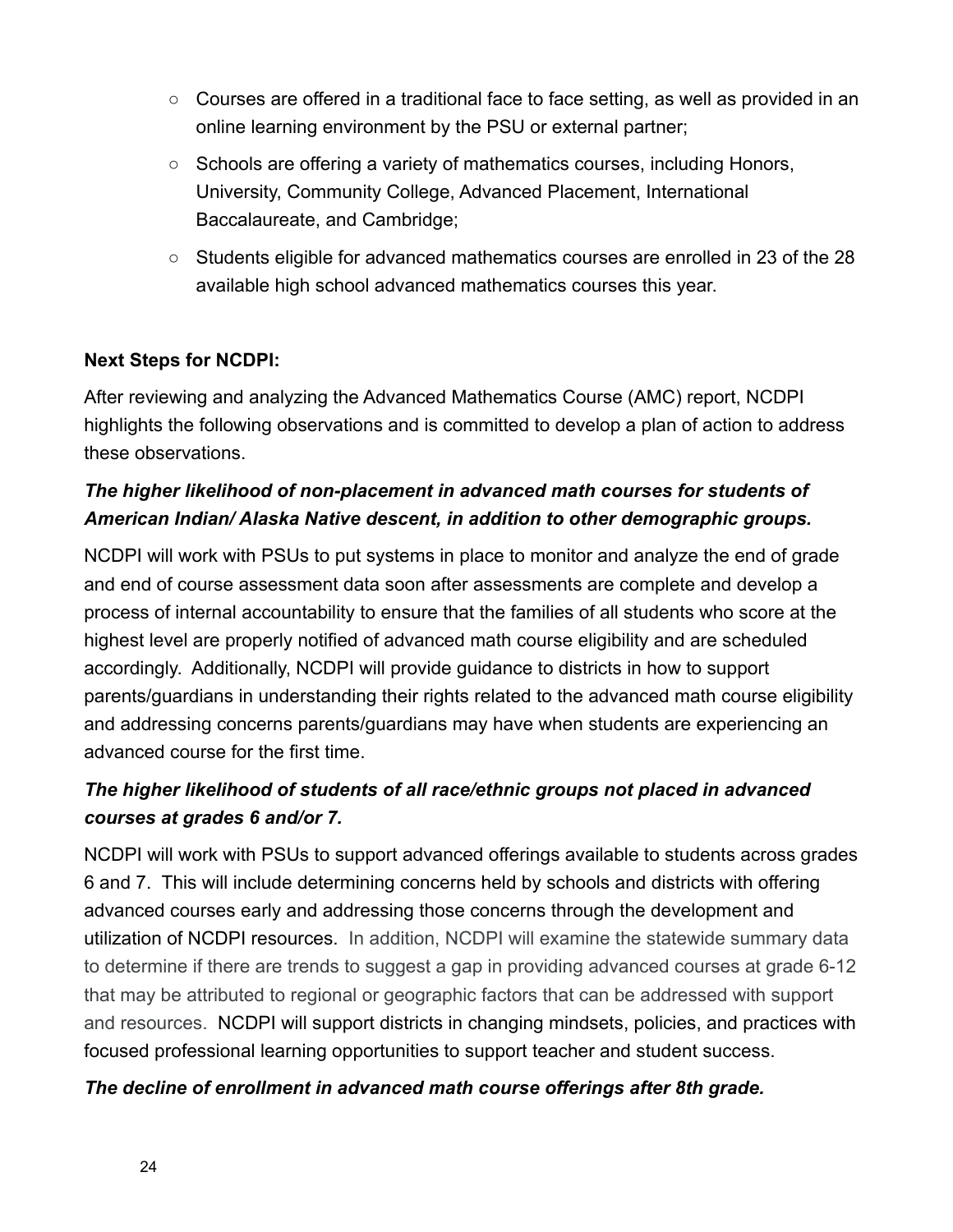- Courses are offered in a traditional face to face setting, as well as provided in an online learning environment by the PSU or external partner;
- Schools are offering a variety of mathematics courses, including Honors, University, Community College, Advanced Placement, International Baccalaureate, and Cambridge;
- Students eligible for advanced mathematics courses are enrolled in 23 of the 28 available high school advanced mathematics courses this year.

**Next Steps for NCDPI:**

After reviewing and analyzing the Advanced Mathematics Course (AMC) report, NCDPI highlights the following observations and is committed to develop a plan of action to address these observations.

***The higher likelihood of non-placement in advanced math courses for students of American Indian/ Alaska Native descent, in addition to other demographic groups.***

NCDPI will work with PSUs to put systems in place to monitor and analyze the end of grade and end of course assessment data soon after assessments are complete and develop a process of internal accountability to ensure that the families of all students who score at the highest level are properly notified of advanced math course eligibility and are scheduled accordingly. Additionally, NCDPI will provide guidance to districts in how to support parents/guardians in understanding their rights related to the advanced math course eligibility and addressing concerns parents/guardians may have when students are experiencing an advanced course for the first time.

***The higher likelihood of students of all race/ethnic groups not placed in advanced courses at grades 6 and/or 7.***

NCDPI will work with PSUs to support advanced offerings available to students across grades 6 and 7. This will include determining concerns held by schools and districts with offering advanced courses early and addressing those concerns through the development and utilization of NCDPI resources. In addition, NCDPI will examine the statewide summary data to determine if there are trends to suggest a gap in providing advanced courses at grade 6-12 that may be attributed to regional or geographic factors that can be addressed with support and resources. NCDPI will support districts in changing mindsets, policies, and practices with focused professional learning opportunities to support teacher and student success.

***The decline of enrollment in advanced math course offerings after 8th grade.***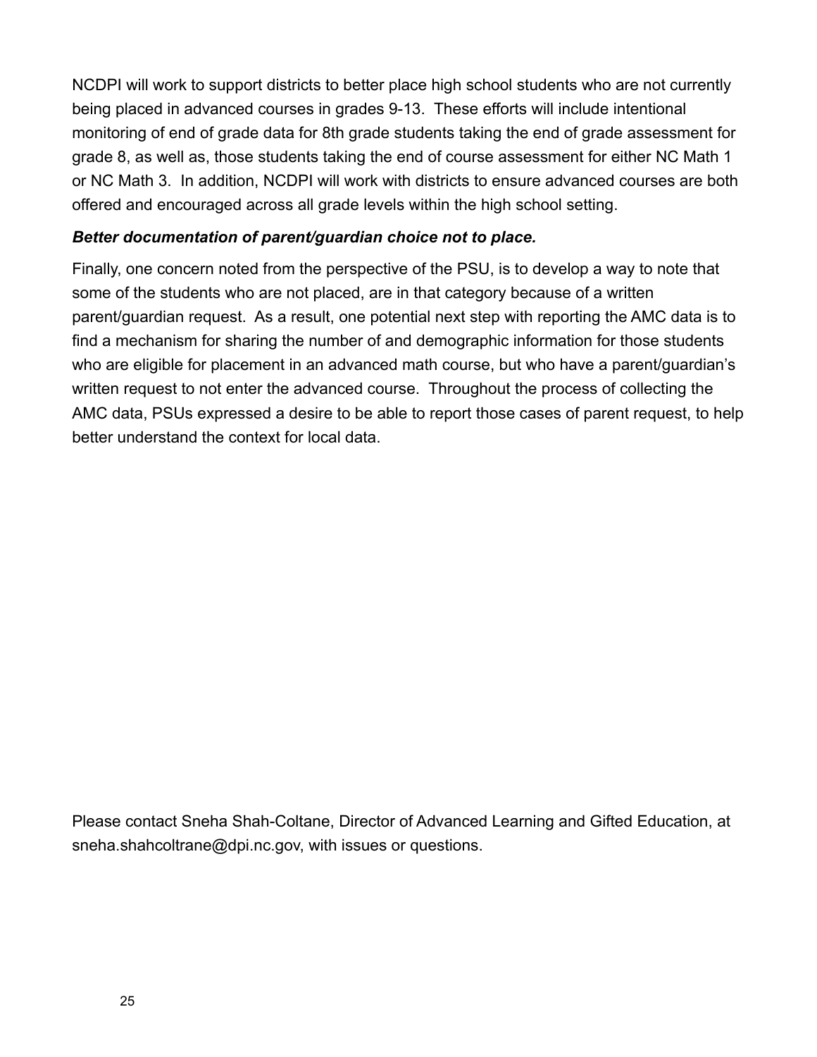NCDPI will work to support districts to better place high school students who are not currently being placed in advanced courses in grades 9-13. These efforts will include intentional monitoring of end of grade data for 8th grade students taking the end of grade assessment for grade 8, as well as, those students taking the end of course assessment for either NC Math 1 or NC Math 3. In addition, NCDPI will work with districts to ensure advanced courses are both offered and encouraged across all grade levels within the high school setting.

***Better documentation of parent/guardian choice not to place.***

Finally, one concern noted from the perspective of the PSU, is to develop a way to note that some of the students who are not placed, are in that category because of a written parent/guardian request. As a result, one potential next step with reporting the AMC data is to find a mechanism for sharing the number of and demographic information for those students who are eligible for placement in an advanced math course, but who have a parent/guardian's written request to not enter the advanced course. Throughout the process of collecting the AMC data, PSUs expressed a desire to be able to report those cases of parent request, to help better understand the context for local data.

Please contact Sneha Shah-Coltane, Director of Advanced Learning and Gifted Education, at sneha.shahcoltrane@dpi.nc.gov, with issues or questions.